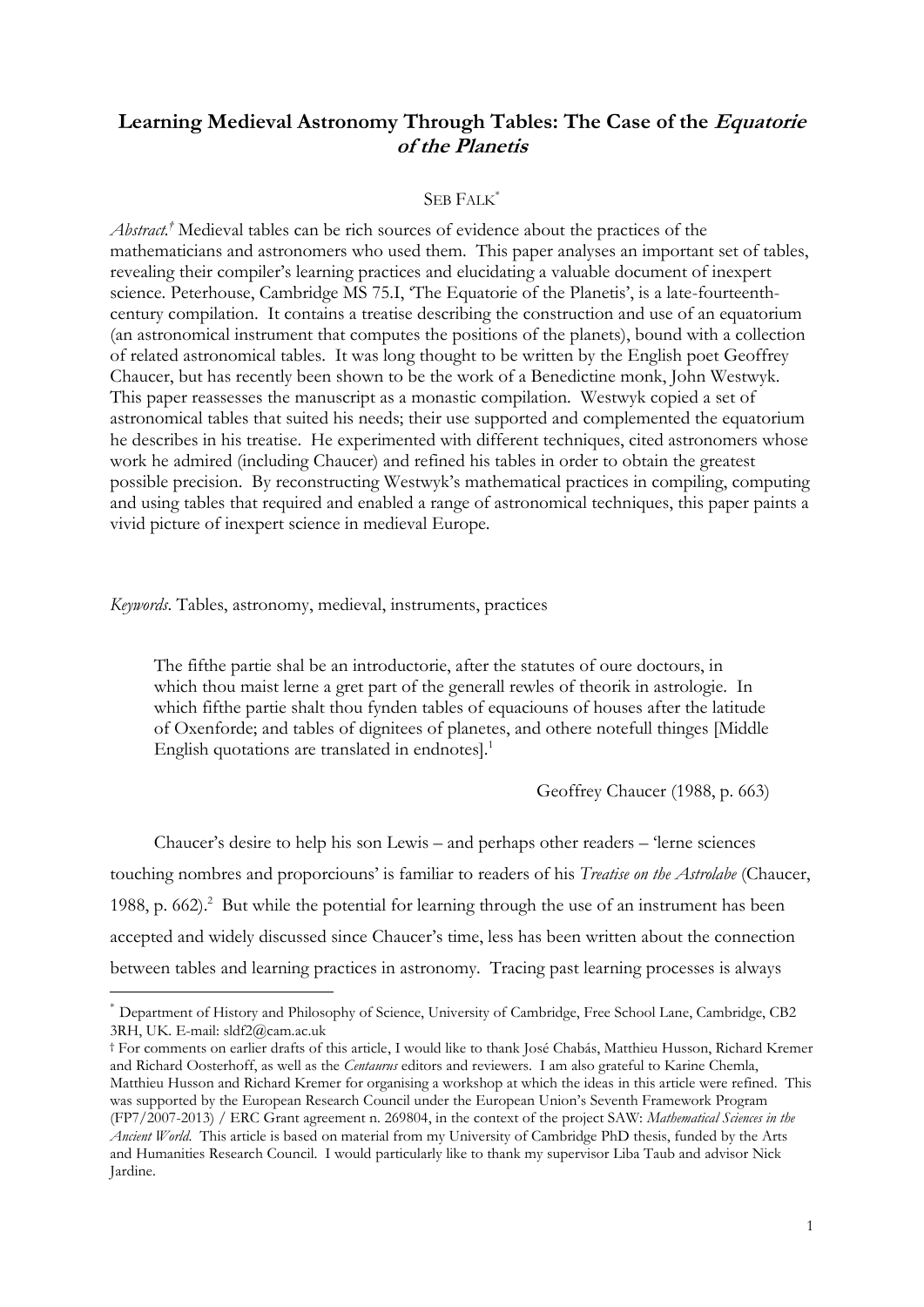# Learning Medieval Astronomy Through Tables: The Case of the *Equatorie of the Planetis*

SEB FALK[*]

*Abstract*.[†] Medieval tables can be rich sources of evidence about the practices of the mathematicians and astronomers who used them. This paper analyses an important set of tables, revealing their compiler's learning practices and elucidating a valuable document of inexpert science. Peterhouse, Cambridge MS 75.I, 'The Equatorie of the Planetis', is a late-fourteenth-century compilation. It contains a treatise describing the construction and use of an equatorium (an astronomical instrument that computes the positions of the planets), bound with a collection of related astronomical tables. It was long thought to be written by the English poet Geoffrey Chaucer, but has recently been shown to be the work of a Benedictine monk, John Westwyk. This paper reassesses the manuscript as a monastic compilation. Westwyk copied a set of astronomical tables that suited his needs; their use supported and complemented the equatorium he describes in his treatise. He experimented with different techniques, cited astronomers whose work he admired (including Chaucer) and refined his tables in order to obtain the greatest possible precision. By reconstructing Westwyk's mathematical practices in compiling, computing and using tables that required and enabled a range of astronomical techniques, this paper paints a vivid picture of inexpert science in medieval Europe.

*Keywords*. Tables, astronomy, medieval, instruments, practices

> The fifthe partie shal be an introductorie, after the statutes of oure doctours, in which thou maist lerne a gret part of the generall rewles of theorik in astrologie. In which fifthe partie shalt thou fynden tables of equaciouns of houses after the latitude of Oxenforde; and tables of dignitees of planetes, and othere notefull thinges [Middle English quotations are translated in endnotes].[1]
>
> Geoffrey Chaucer (1988, p. 663)

Chaucer's desire to help his son Lewis – and perhaps other readers – 'lerne sciences touching nombres and proporciouns' is familiar to readers of his *Treatise on the Astrolabe* (Chaucer, 1988, p. 662).[2] But while the potential for learning through the use of an instrument has been accepted and widely discussed since Chaucer's time, less has been written about the connection between tables and learning practices in astronomy. Tracing past learning processes is always

---

[*] Department of History and Philosophy of Science, University of Cambridge, Free School Lane, Cambridge, CB2 3RH, UK. E-mail: sldf2@cam.ac.uk

[†] For comments on earlier drafts of this article, I would like to thank José Chabás, Matthieu Husson, Richard Kremer and Richard Oosterhoff, as well as the *Centaurus* editors and reviewers. I am also grateful to Karine Chemla, Matthieu Husson and Richard Kremer for organising a workshop at which the ideas in this article were refined. This was supported by the European Research Council under the European Union's Seventh Framework Program (FP7/2007-2013) / ERC Grant agreement n. 269804, in the context of the project SAW: *Mathematical Sciences in the Ancient World*. This article is based on material from my University of Cambridge PhD thesis, funded by the Arts and Humanities Research Council. I would particularly like to thank my supervisor Liba Taub and advisor Nick Jardine.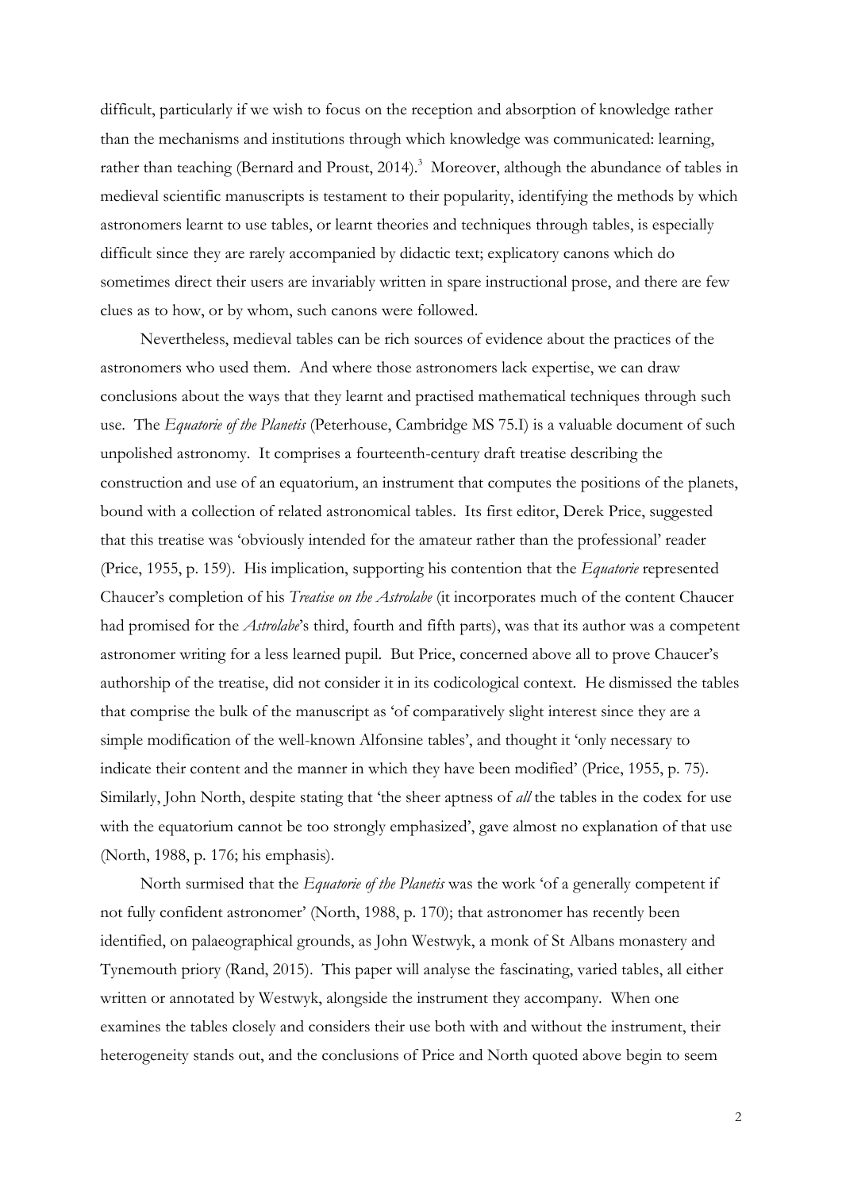difficult, particularly if we wish to focus on the reception and absorption of knowledge rather than the mechanisms and institutions through which knowledge was communicated: learning, rather than teaching (Bernard and Proust, 2014).[3] Moreover, although the abundance of tables in medieval scientific manuscripts is testament to their popularity, identifying the methods by which astronomers learnt to use tables, or learnt theories and techniques through tables, is especially difficult since they are rarely accompanied by didactic text; explicatory canons which do sometimes direct their users are invariably written in spare instructional prose, and there are few clues as to how, or by whom, such canons were followed.

Nevertheless, medieval tables can be rich sources of evidence about the practices of the astronomers who used them. And where those astronomers lack expertise, we can draw conclusions about the ways that they learnt and practised mathematical techniques through such use. The *Equatorie of the Planetis* (Peterhouse, Cambridge MS 75.I) is a valuable document of such unpolished astronomy. It comprises a fourteenth-century draft treatise describing the construction and use of an equatorium, an instrument that computes the positions of the planets, bound with a collection of related astronomical tables. Its first editor, Derek Price, suggested that this treatise was 'obviously intended for the amateur rather than the professional' reader (Price, 1955, p. 159). His implication, supporting his contention that the *Equatorie* represented Chaucer's completion of his *Treatise on the Astrolabe* (it incorporates much of the content Chaucer had promised for the *Astrolabe*'s third, fourth and fifth parts), was that its author was a competent astronomer writing for a less learned pupil. But Price, concerned above all to prove Chaucer's authorship of the treatise, did not consider it in its codicological context. He dismissed the tables that comprise the bulk of the manuscript as 'of comparatively slight interest since they are a simple modification of the well-known Alfonsine tables', and thought it 'only necessary to indicate their content and the manner in which they have been modified' (Price, 1955, p. 75). Similarly, John North, despite stating that 'the sheer aptness of *all* the tables in the codex for use with the equatorium cannot be too strongly emphasized', gave almost no explanation of that use (North, 1988, p. 176; his emphasis).

North surmised that the *Equatorie of the Planetis* was the work 'of a generally competent if not fully confident astronomer' (North, 1988, p. 170); that astronomer has recently been identified, on palaeographical grounds, as John Westwyk, a monk of St Albans monastery and Tynemouth priory (Rand, 2015). This paper will analyse the fascinating, varied tables, all either written or annotated by Westwyk, alongside the instrument they accompany. When one examines the tables closely and considers their use both with and without the instrument, their heterogeneity stands out, and the conclusions of Price and North quoted above begin to seem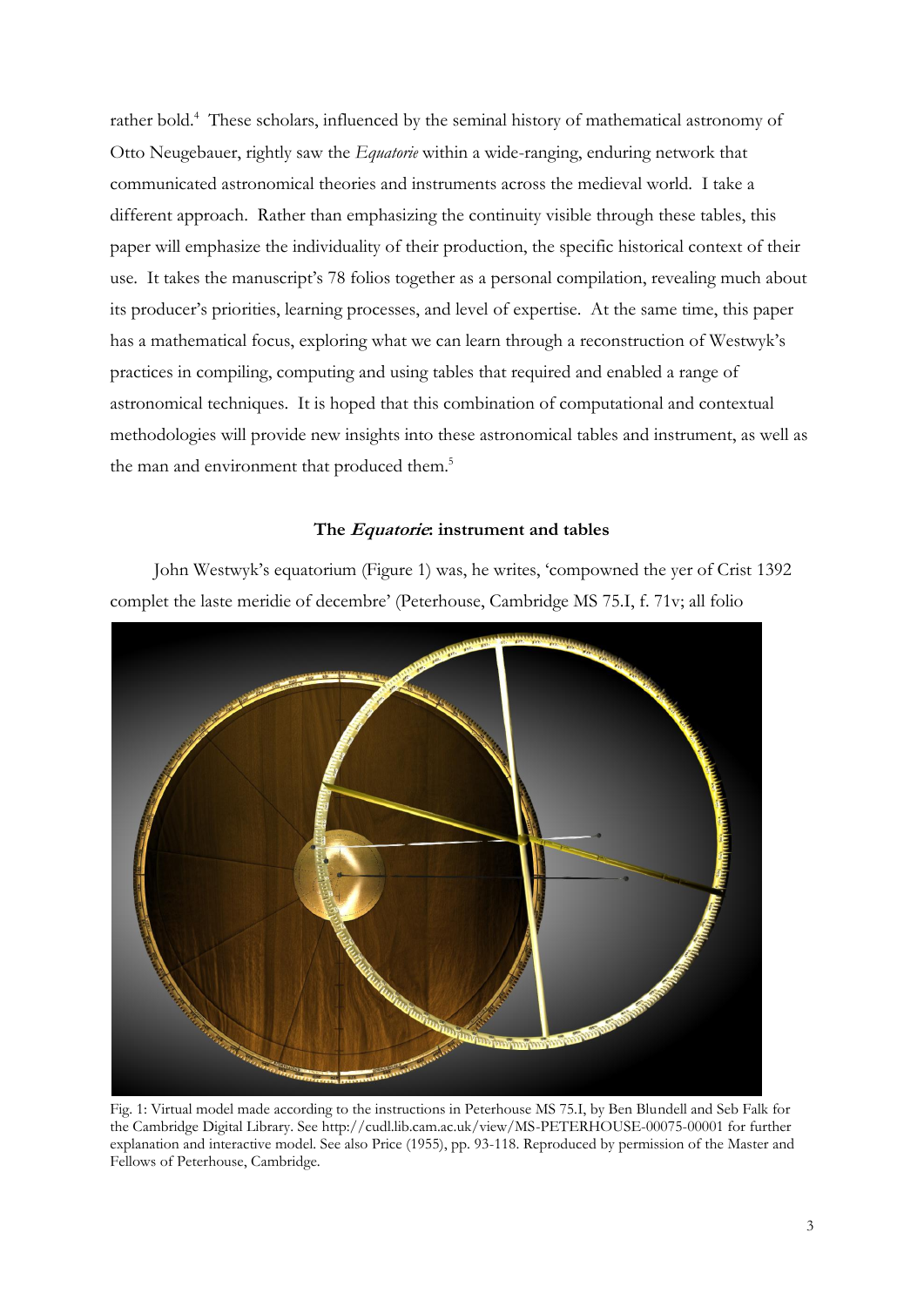rather bold.[4] These scholars, influenced by the seminal history of mathematical astronomy of Otto Neugebauer, rightly saw the *Equatorie* within a wide-ranging, enduring network that communicated astronomical theories and instruments across the medieval world. I take a different approach. Rather than emphasizing the continuity visible through these tables, this paper will emphasize the individuality of their production, the specific historical context of their use. It takes the manuscript's 78 folios together as a personal compilation, revealing much about its producer's priorities, learning processes, and level of expertise. At the same time, this paper has a mathematical focus, exploring what we can learn through a reconstruction of Westwyk's practices in compiling, computing and using tables that required and enabled a range of astronomical techniques. It is hoped that this combination of computational and contextual methodologies will provide new insights into these astronomical tables and instrument, as well as the man and environment that produced them.[5]

### The *Equatorie*: instrument and tables

John Westwyk's equatorium (Figure 1) was, he writes, 'compowned the yer of Crist 1392 complet the laste meridie of decembre' (Peterhouse, Cambridge MS 75.I, f. 71v; all folio

Fig. 1: Virtual model made according to the instructions in Peterhouse MS 75.I, by Ben Blundell and Seb Falk for the Cambridge Digital Library. See http://cudl.lib.cam.ac.uk/view/MS-PETERHOUSE-00075-00001 for further explanation and interactive model. See also Price (1955), pp. 93-118. Reproduced by permission of the Master and Fellows of Peterhouse, Cambridge.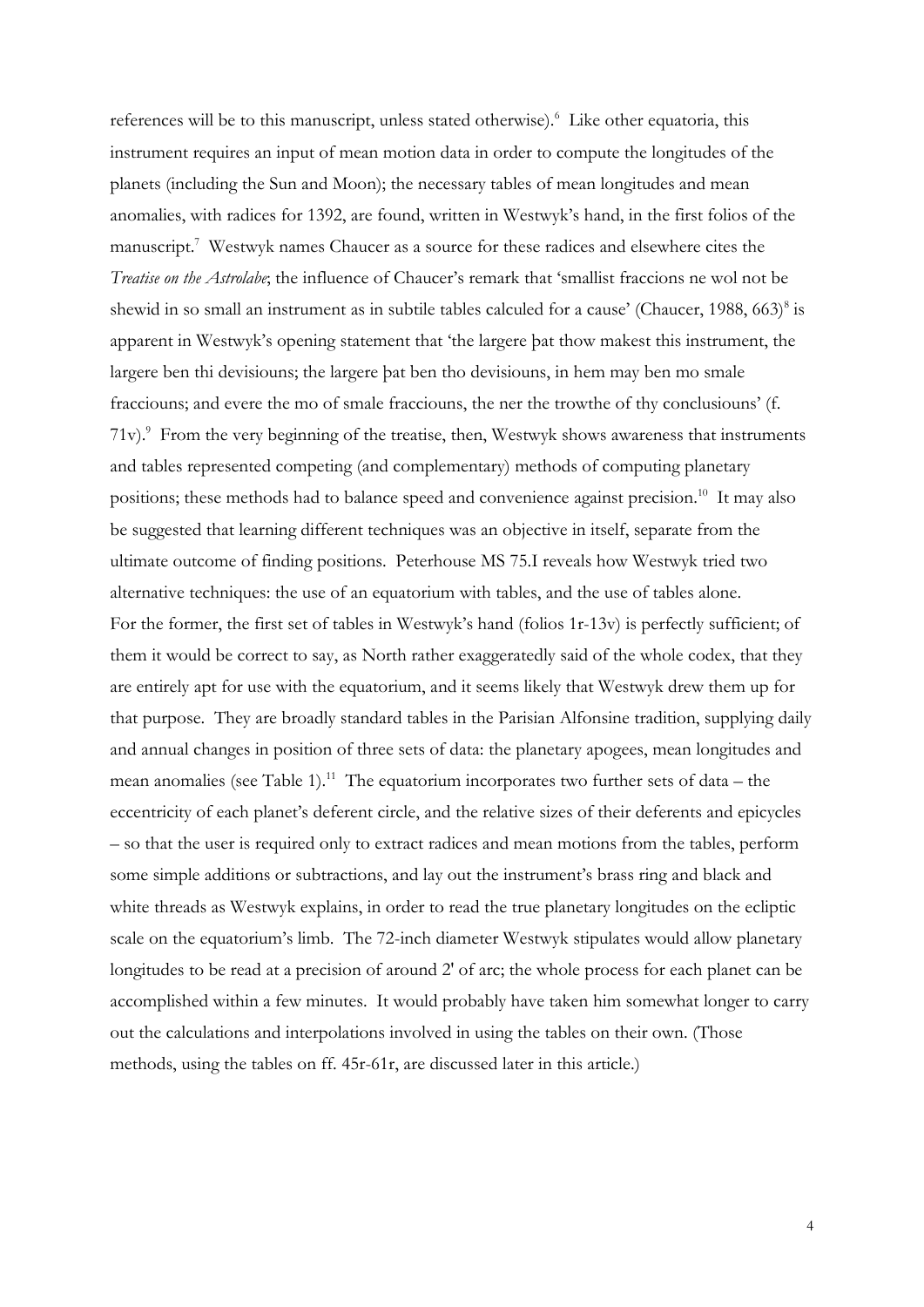references will be to this manuscript, unless stated otherwise).[6] Like other equatoria, this instrument requires an input of mean motion data in order to compute the longitudes of the planets (including the Sun and Moon); the necessary tables of mean longitudes and mean anomalies, with radices for 1392, are found, written in Westwyk's hand, in the first folios of the manuscript.[7] Westwyk names Chaucer as a source for these radices and elsewhere cites the *Treatise on the Astrolabe*; the influence of Chaucer's remark that 'smallist fraccions ne wol not be shewid in so small an instrument as in subtile tables calculed for a cause' (Chaucer, 1988, 663)[8] is apparent in Westwyk's opening statement that 'the largere þat thow makest this instrument, the largere ben thi devisiouns; the largere þat ben tho devisiouns, in hem may ben mo smale fracciouns; and evere the mo of smale fracciouns, the ner the trowthe of thy conclusiouns' (f. 71v).[9] From the very beginning of the treatise, then, Westwyk shows awareness that instruments and tables represented competing (and complementary) methods of computing planetary positions; these methods had to balance speed and convenience against precision.[10] It may also be suggested that learning different techniques was an objective in itself, separate from the ultimate outcome of finding positions. Peterhouse MS 75.I reveals how Westwyk tried two alternative techniques: the use of an equatorium with tables, and the use of tables alone.

For the former, the first set of tables in Westwyk's hand (folios 1r-13v) is perfectly sufficient; of them it would be correct to say, as North rather exaggeratedly said of the whole codex, that they are entirely apt for use with the equatorium, and it seems likely that Westwyk drew them up for that purpose. They are broadly standard tables in the Parisian Alfonsine tradition, supplying daily and annual changes in position of three sets of data: the planetary apogees, mean longitudes and mean anomalies (see Table 1).[11] The equatorium incorporates two further sets of data – the eccentricity of each planet's deferent circle, and the relative sizes of their deferents and epicycles – so that the user is required only to extract radices and mean motions from the tables, perform some simple additions or subtractions, and lay out the instrument's brass ring and black and white threads as Westwyk explains, in order to read the true planetary longitudes on the ecliptic scale on the equatorium's limb. The 72-inch diameter Westwyk stipulates would allow planetary longitudes to be read at a precision of around 2' of arc; the whole process for each planet can be accomplished within a few minutes. It would probably have taken him somewhat longer to carry out the calculations and interpolations involved in using the tables on their own. (Those methods, using the tables on ff. 45r-61r, are discussed later in this article.)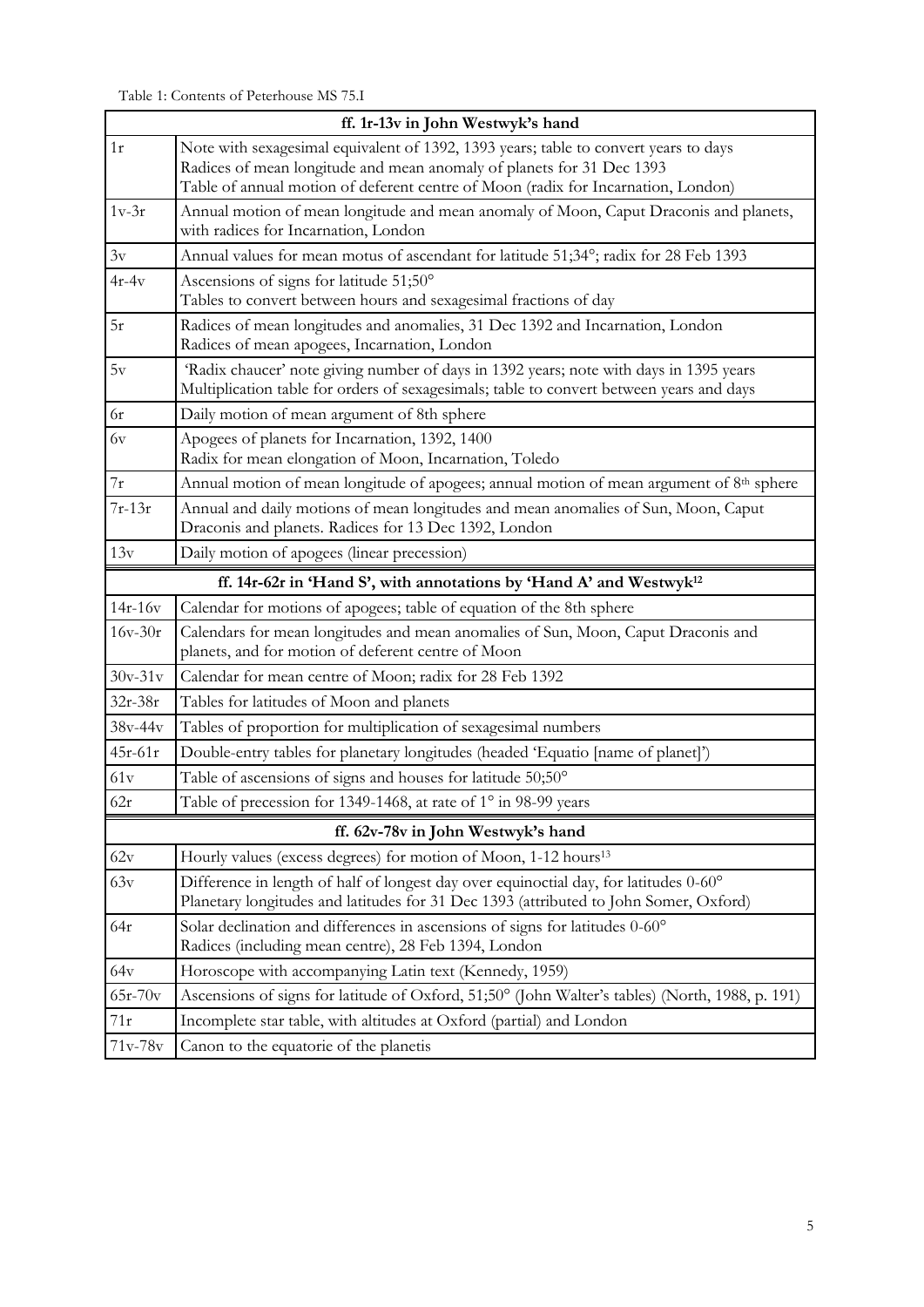Table 1: Contents of Peterhouse MS 75.I

| | |
|---|---|
| **ff. 1r-13v in John Westwyk's hand** | |
| 1r | Note with sexagesimal equivalent of 1392, 1393 years; table to convert years to days<br>Radices of mean longitude and mean anomaly of planets for 31 Dec 1393<br>Table of annual motion of deferent centre of Moon (radix for Incarnation, London) |
| 1v-3r | Annual motion of mean longitude and mean anomaly of Moon, Caput Draconis and planets, with radices for Incarnation, London |
| 3v | Annual values for mean motus of ascendant for latitude 51;34°; radix for 28 Feb 1393 |
| 4r-4v | Ascensions of signs for latitude 51;50°<br>Tables to convert between hours and sexagesimal fractions of day |
| 5r | Radices of mean longitudes and anomalies, 31 Dec 1392 and Incarnation, London<br>Radices of mean apogees, Incarnation, London |
| 5v | 'Radix chaucer' note giving number of days in 1392 years; note with days in 1395 years<br>Multiplication table for orders of sexagesimals; table to convert between years and days |
| 6r | Daily motion of mean argument of 8th sphere |
| 6v | Apogees of planets for Incarnation, 1392, 1400<br>Radix for mean elongation of Moon, Incarnation, Toledo |
| 7r | Annual motion of mean longitude of apogees; annual motion of mean argument of 8th sphere |
| 7r-13r | Annual and daily motions of mean longitudes and mean anomalies of Sun, Moon, Caput Draconis and planets. Radices for 13 Dec 1392, London |
| 13v | Daily motion of apogees (linear precession) |
| **ff. 14r-62r in 'Hand S', with annotations by 'Hand A' and Westwyk[12]** | |
| 14r-16v | Calendar for motions of apogees; table of equation of the 8th sphere |
| 16v-30r | Calendars for mean longitudes and mean anomalies of Sun, Moon, Caput Draconis and planets, and for motion of deferent centre of Moon |
| 30v-31v | Calendar for mean centre of Moon; radix for 28 Feb 1392 |
| 32r-38r | Tables for latitudes of Moon and planets |
| 38v-44v | Tables of proportion for multiplication of sexagesimal numbers |
| 45r-61r | Double-entry tables for planetary longitudes (headed 'Equatio [name of planet]') |
| 61v | Table of ascensions of signs and houses for latitude 50;50° |
| 62r | Table of precession for 1349-1468, at rate of 1° in 98-99 years |
| **ff. 62v-78v in John Westwyk's hand** | |
| 62v | Hourly values (excess degrees) for motion of Moon, 1-12 hours[13] |
| 63v | Difference in length of half of longest day over equinoctial day, for latitudes 0-60°<br>Planetary longitudes and latitudes for 31 Dec 1393 (attributed to John Somer, Oxford) |
| 64r | Solar declination and differences in ascensions of signs for latitudes 0-60°<br>Radices (including mean centre), 28 Feb 1394, London |
| 64v | Horoscope with accompanying Latin text (Kennedy, 1959) |
| 65r-70v | Ascensions of signs for latitude of Oxford, 51;50° (John Walter's tables) (North, 1988, p. 191) |
| 71r | Incomplete star table, with altitudes at Oxford (partial) and London |
| 71v-78v | Canon to the equatorie of the planetis |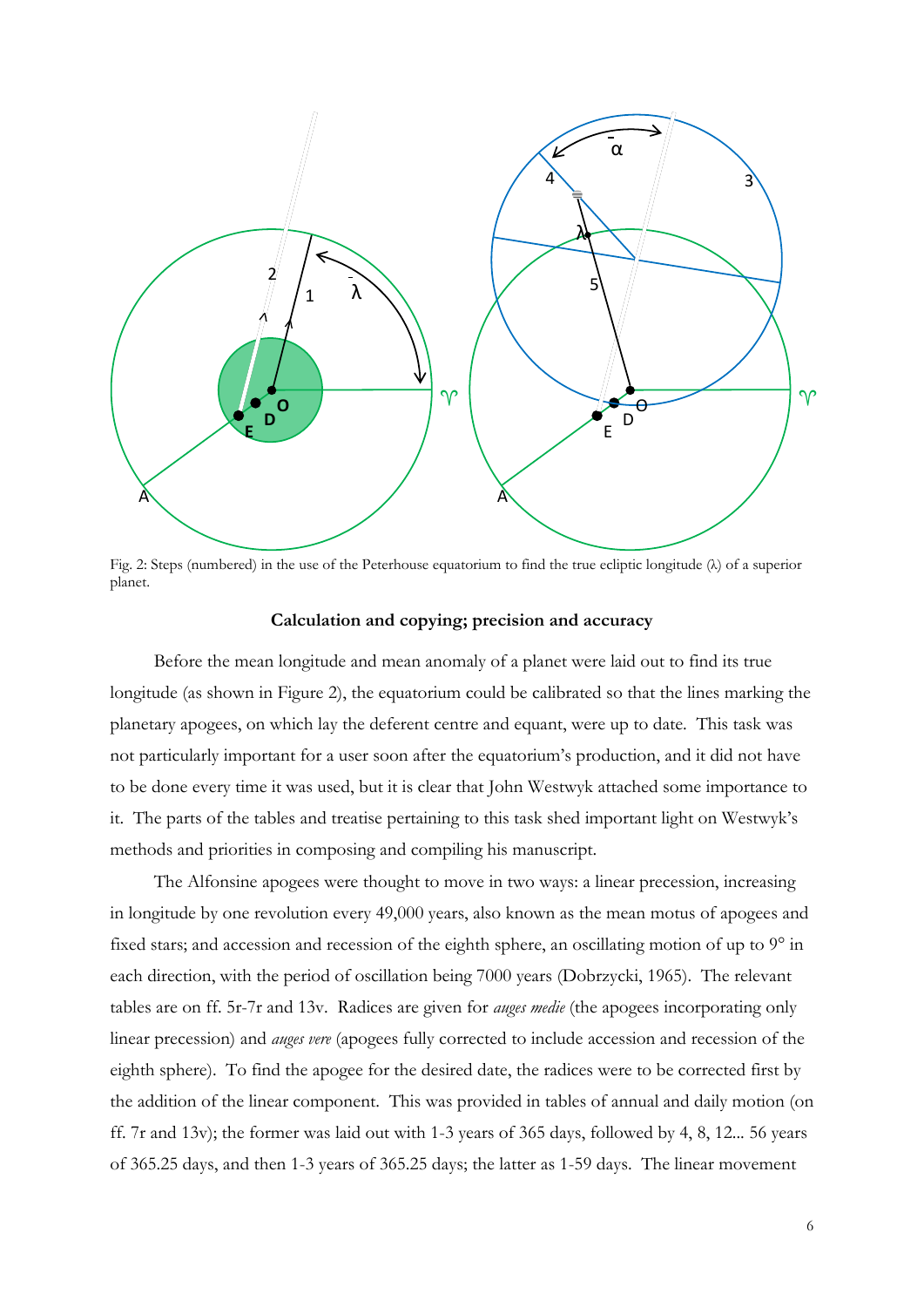Fig. 2: Steps (numbered) in the use of the Peterhouse equatorium to find the true ecliptic longitude (λ) of a superior planet.

### Calculation and copying; precision and accuracy

Before the mean longitude and mean anomaly of a planet were laid out to find its true longitude (as shown in Figure 2), the equatorium could be calibrated so that the lines marking the planetary apogees, on which lay the deferent centre and equant, were up to date. This task was not particularly important for a user soon after the equatorium's production, and it did not have to be done every time it was used, but it is clear that John Westwyk attached some importance to it. The parts of the tables and treatise pertaining to this task shed important light on Westwyk's methods and priorities in composing and compiling his manuscript.

The Alfonsine apogees were thought to move in two ways: a linear precession, increasing in longitude by one revolution every 49,000 years, also known as the mean motus of apogees and fixed stars; and accession and recession of the eighth sphere, an oscillating motion of up to 9° in each direction, with the period of oscillation being 7000 years (Dobrzycki, 1965). The relevant tables are on ff. 5r-7r and 13v. Radices are given for *auges medie* (the apogees incorporating only linear precession) and *auges vere* (apogees fully corrected to include accession and recession of the eighth sphere). To find the apogee for the desired date, the radices were to be corrected first by the addition of the linear component. This was provided in tables of annual and daily motion (on ff. 7r and 13v); the former was laid out with 1-3 years of 365 days, followed by 4, 8, 12... 56 years of 365.25 days, and then 1-3 years of 365.25 days; the latter as 1-59 days. The linear movement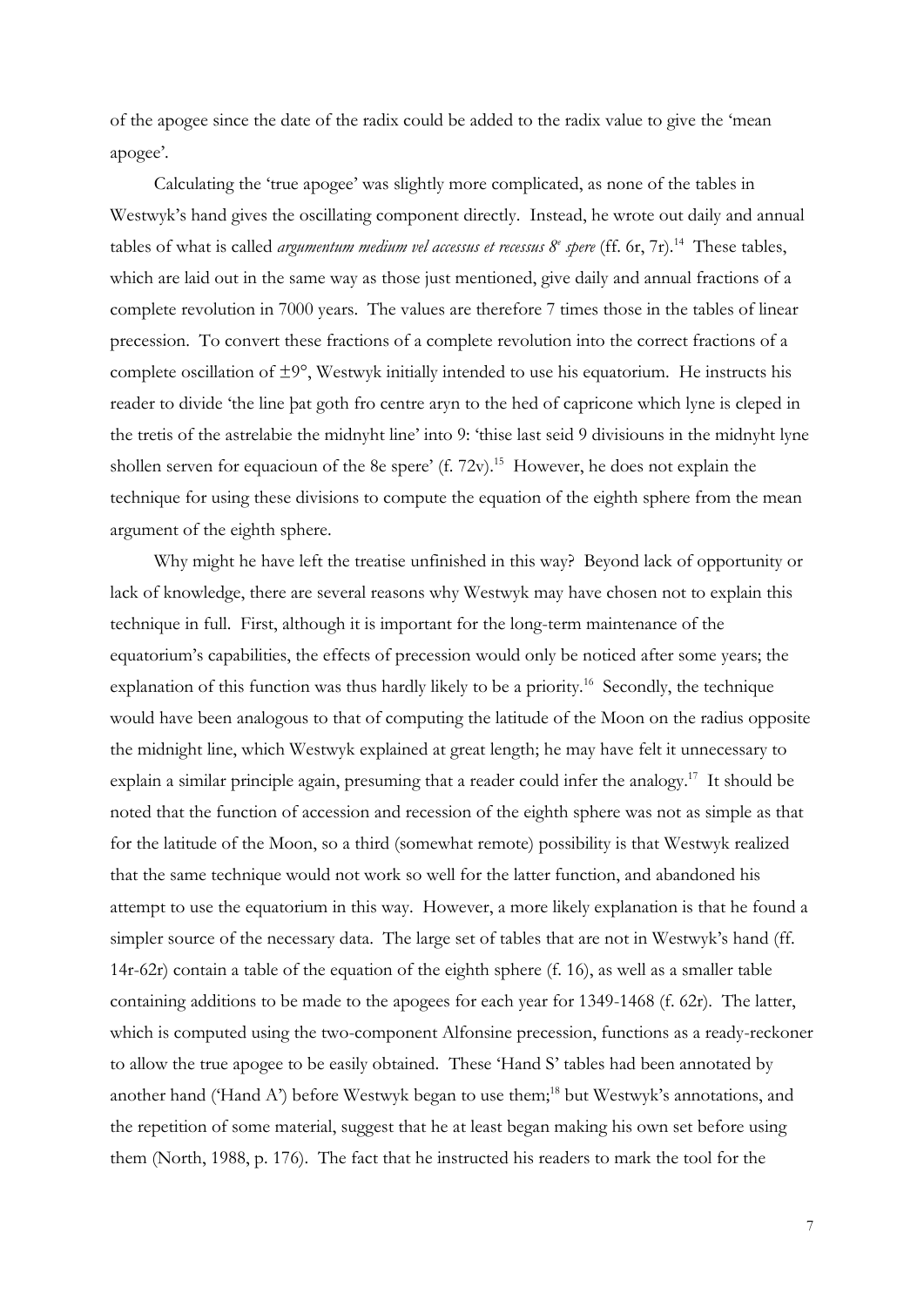of the apogee since the date of the radix could be added to the radix value to give the 'mean apogee'.

Calculating the 'true apogee' was slightly more complicated, as none of the tables in Westwyk's hand gives the oscillating component directly. Instead, he wrote out daily and annual tables of what is called *argumentum medium vel accessus et recessus 8e spere* (ff. 6r, 7r).[14] These tables, which are laid out in the same way as those just mentioned, give daily and annual fractions of a complete revolution in 7000 years. The values are therefore 7 times those in the tables of linear precession. To convert these fractions of a complete revolution into the correct fractions of a complete oscillation of ±9°, Westwyk initially intended to use his equatorium. He instructs his reader to divide 'the line þat goth fro centre aryn to the hed of capricone which lyne is cleped in the tretis of the astrelabie the midnyht line' into 9: 'thise last seid 9 divisiouns in the midnyht lyne shollen serven for equacioun of the 8e spere' (f. 72v).[15] However, he does not explain the technique for using these divisions to compute the equation of the eighth sphere from the mean argument of the eighth sphere.

Why might he have left the treatise unfinished in this way? Beyond lack of opportunity or lack of knowledge, there are several reasons why Westwyk may have chosen not to explain this technique in full. First, although it is important for the long-term maintenance of the equatorium's capabilities, the effects of precession would only be noticed after some years; the explanation of this function was thus hardly likely to be a priority.[16] Secondly, the technique would have been analogous to that of computing the latitude of the Moon on the radius opposite the midnight line, which Westwyk explained at great length; he may have felt it unnecessary to explain a similar principle again, presuming that a reader could infer the analogy.[17] It should be noted that the function of accession and recession of the eighth sphere was not as simple as that for the latitude of the Moon, so a third (somewhat remote) possibility is that Westwyk realized that the same technique would not work so well for the latter function, and abandoned his attempt to use the equatorium in this way. However, a more likely explanation is that he found a simpler source of the necessary data. The large set of tables that are not in Westwyk's hand (ff. 14r-62r) contain a table of the equation of the eighth sphere (f. 16), as well as a smaller table containing additions to be made to the apogees for each year for 1349-1468 (f. 62r). The latter, which is computed using the two-component Alfonsine precession, functions as a ready-reckoner to allow the true apogee to be easily obtained. These 'Hand S' tables had been annotated by another hand ('Hand A') before Westwyk began to use them;[18] but Westwyk's annotations, and the repetition of some material, suggest that he at least began making his own set before using them (North, 1988, p. 176). The fact that he instructed his readers to mark the tool for the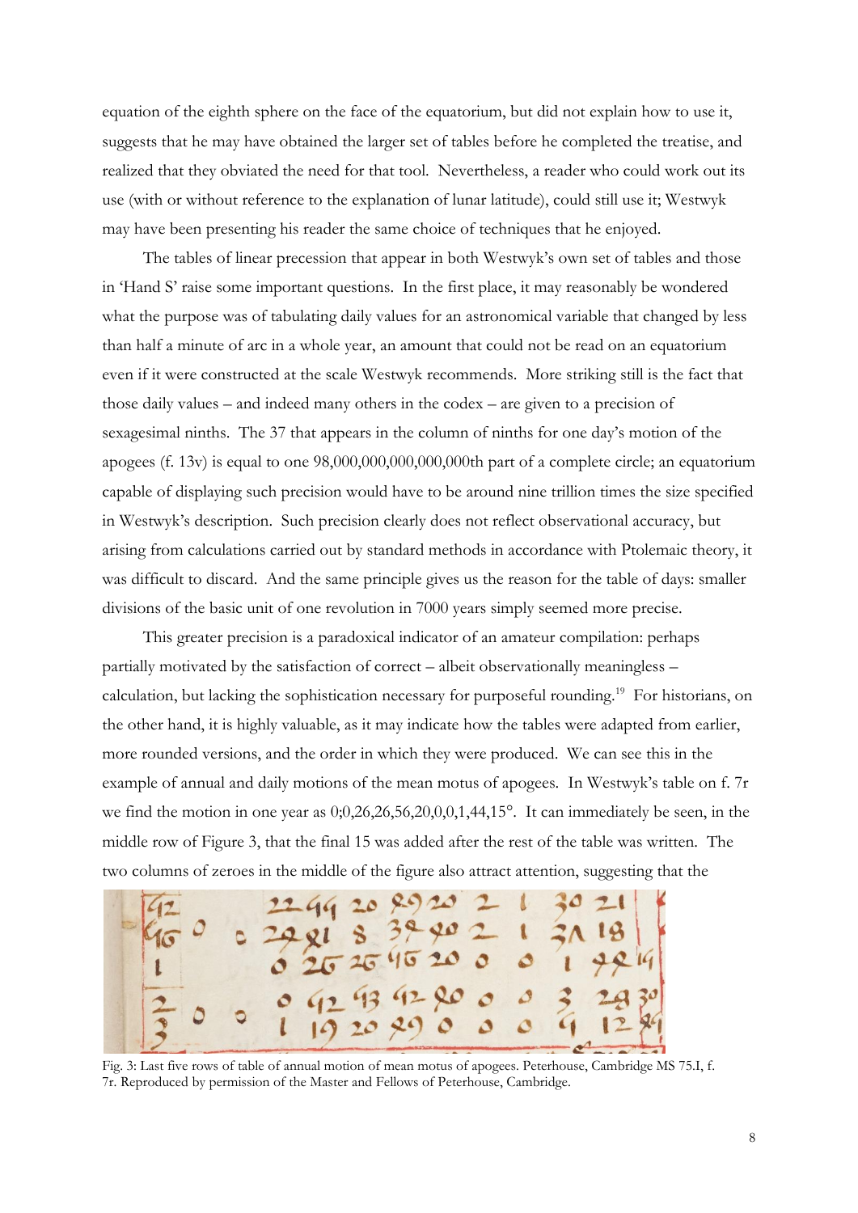equation of the eighth sphere on the face of the equatorium, but did not explain how to use it, suggests that he may have obtained the larger set of tables before he completed the treatise, and realized that they obviated the need for that tool. Nevertheless, a reader who could work out its use (with or without reference to the explanation of lunar latitude), could still use it; Westwyk may have been presenting his reader the same choice of techniques that he enjoyed.

The tables of linear precession that appear in both Westwyk's own set of tables and those in 'Hand S' raise some important questions. In the first place, it may reasonably be wondered what the purpose was of tabulating daily values for an astronomical variable that changed by less than half a minute of arc in a whole year, an amount that could not be read on an equatorium even if it were constructed at the scale Westwyk recommends. More striking still is the fact that those daily values – and indeed many others in the codex – are given to a precision of sexagesimal ninths. The 37 that appears in the column of ninths for one day's motion of the apogees (f. 13v) is equal to one 98,000,000,000,000,000th part of a complete circle; an equatorium capable of displaying such precision would have to be around nine trillion times the size specified in Westwyk's description. Such precision clearly does not reflect observational accuracy, but arising from calculations carried out by standard methods in accordance with Ptolemaic theory, it was difficult to discard. And the same principle gives us the reason for the table of days: smaller divisions of the basic unit of one revolution in 7000 years simply seemed more precise.

This greater precision is a paradoxical indicator of an amateur compilation: perhaps partially motivated by the satisfaction of correct – albeit observationally meaningless – calculation, but lacking the sophistication necessary for purposeful rounding.[19] For historians, on the other hand, it is highly valuable, as it may indicate how the tables were adapted from earlier, more rounded versions, and the order in which they were produced. We can see this in the example of annual and daily motions of the mean motus of apogees. In Westwyk's table on f. 7r we find the motion in one year as 0;0,26,26,56,20,0,0,0,1,44,15°. It can immediately be seen, in the middle row of Figure 3, that the final 15 was added after the rest of the table was written. The two columns of zeroes in the middle of the figure also attract attention, suggesting that the

Fig. 3: Last five rows of table of annual motion of mean motus of apogees. Peterhouse, Cambridge MS 75.I, f. 7r. Reproduced by permission of the Master and Fellows of Peterhouse, Cambridge.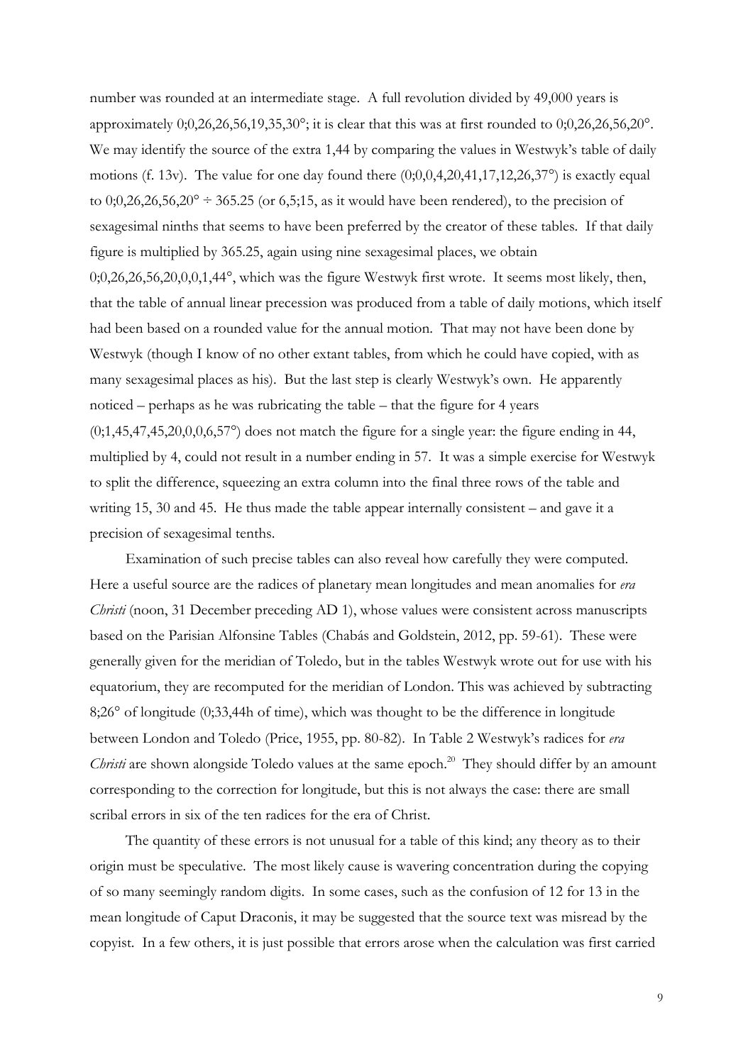number was rounded at an intermediate stage. A full revolution divided by 49,000 years is approximately 0;0,26,26,56,19,35,30°; it is clear that this was at first rounded to 0;0,26,26,56,20°. We may identify the source of the extra 1,44 by comparing the values in Westwyk's table of daily motions (f. 13v). The value for one day found there (0;0,0,4,20,41,17,12,26,37°) is exactly equal to 0;0,26,26,56,20° ÷ 365.25 (or 6,5;15, as it would have been rendered), to the precision of sexagesimal ninths that seems to have been preferred by the creator of these tables. If that daily figure is multiplied by 365.25, again using nine sexagesimal places, we obtain 0;0,26,26,56,20,0,0,1,44°, which was the figure Westwyk first wrote. It seems most likely, then, that the table of annual linear precession was produced from a table of daily motions, which itself had been based on a rounded value for the annual motion. That may not have been done by Westwyk (though I know of no other extant tables, from which he could have copied, with as many sexagesimal places as his). But the last step is clearly Westwyk's own. He apparently noticed – perhaps as he was rubricating the table – that the figure for 4 years (0;1,45,47,45,20,0,0,6,57°) does not match the figure for a single year: the figure ending in 44, multiplied by 4, could not result in a number ending in 57. It was a simple exercise for Westwyk to split the difference, squeezing an extra column into the final three rows of the table and writing 15, 30 and 45. He thus made the table appear internally consistent – and gave it a precision of sexagesimal tenths.

Examination of such precise tables can also reveal how carefully they were computed. Here a useful source are the radices of planetary mean longitudes and mean anomalies for *era Christi* (noon, 31 December preceding AD 1), whose values were consistent across manuscripts based on the Parisian Alfonsine Tables (Chabás and Goldstein, 2012, pp. 59-61). These were generally given for the meridian of Toledo, but in the tables Westwyk wrote out for use with his equatorium, they are recomputed for the meridian of London. This was achieved by subtracting 8;26° of longitude (0;33,44h of time), which was thought to be the difference in longitude between London and Toledo (Price, 1955, pp. 80-82). In Table 2 Westwyk's radices for *era Christi* are shown alongside Toledo values at the same epoch.[20] They should differ by an amount corresponding to the correction for longitude, but this is not always the case: there are small scribal errors in six of the ten radices for the era of Christ.

The quantity of these errors is not unusual for a table of this kind; any theory as to their origin must be speculative. The most likely cause is wavering concentration during the copying of so many seemingly random digits. In some cases, such as the confusion of 12 for 13 in the mean longitude of Caput Draconis, it may be suggested that the source text was misread by the copyist. In a few others, it is just possible that errors arose when the calculation was first carried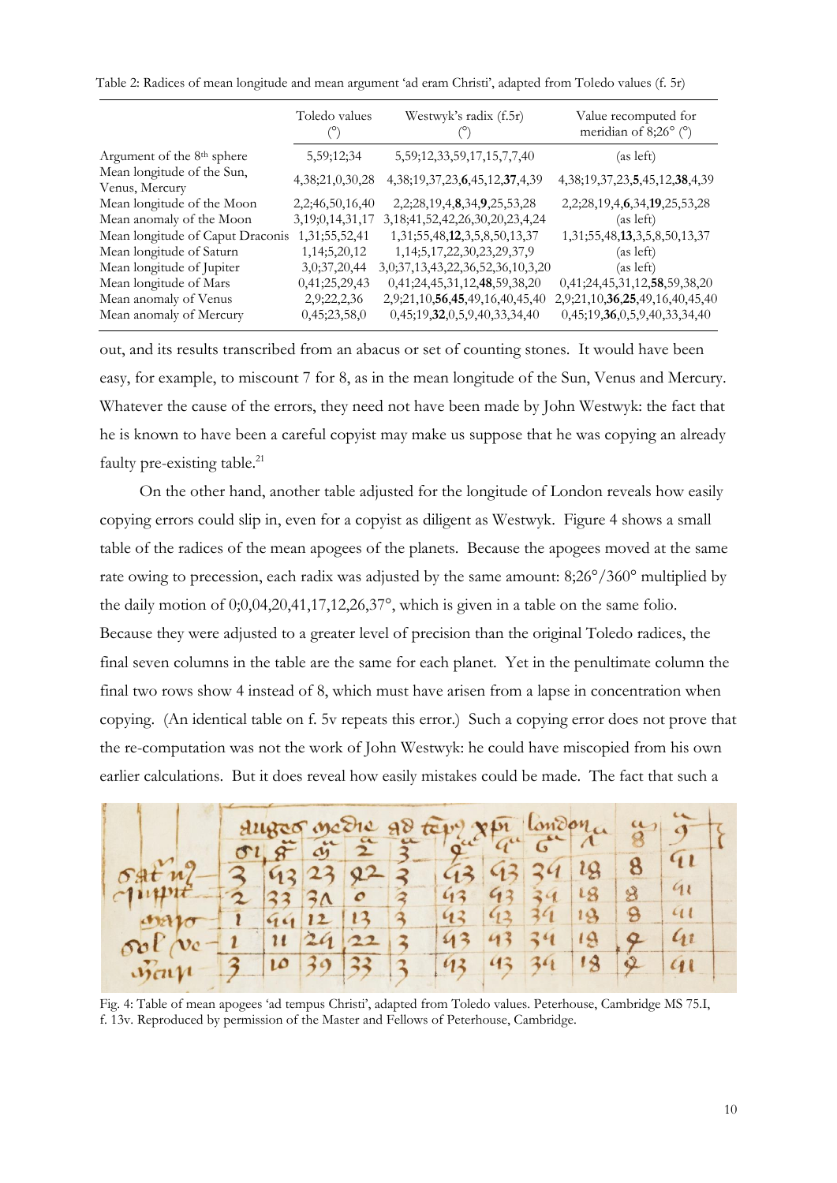Table 2: Radices of mean longitude and mean argument 'ad eram Christi', adapted from Toledo values (f. 5r)

| | Toledo values (°) | Westwyk's radix (f.5r) (°) | Value recomputed for meridian of 8;26° (°) |
|---|---|---|---|
| Argument of the 8th sphere | 5,59;12;34 | 5,59;12,33,59,17,15,7,7,40 | (as left) |
| Mean longitude of the Sun, Venus, Mercury | 4,38;21,0,30,28 | 4,38;19,37,23,**6**,45,12,**37**,4,39 | 4,38;19,37,23,**5**,45,12,**38**,4,39 |
| Mean longitude of the Moon | 2,2;46,50,16,40 | 2,2;28,19,4,**8**,34,**9**,25,53,28 | 2,2;28,19,4,**6**,34,**19**,25,53,28 |
| Mean anomaly of the Moon | 3,19;0,14,31,17 | 3,18;41,52,42,26,30,20,23,4,24 | (as left) |
| Mean longitude of Caput Draconis | 1,31;55,52,41 | 1,31;55,48,**12**,3,5,8,50,13,37 | 1,31;55,48,**13**,3,5,8,50,13,37 |
| Mean longitude of Saturn | 1,14;5,20,12 | 1,14;5,17,22,30,23,29,37,9 | (as left) |
| Mean longitude of Jupiter | 3,0;37,20,44 | 3,0;37,13,43,22,36,52,36,10,3,20 | (as left) |
| Mean longitude of Mars | 0,41;25,29,43 | 0,41;24,45,31,12,**48**,59,38,20 | 0,41;24,45,31,12,**58**,59,38,20 |
| Mean anomaly of Venus | 2,9;22,2,36 | 2,9;21,10,**56**,**45**,49,16,40,45,40 | 2,9;21,10,**36**,**25**,49,16,40,45,40 |
| Mean anomaly of Mercury | 0,45;23,58,0 | 0,45;19,**32**,0,5,9,40,33,34,40 | 0,45;19,**36**,0,5,9,40,33,34,40 |

out, and its results transcribed from an abacus or set of counting stones. It would have been easy, for example, to miscount 7 for 8, as in the mean longitude of the Sun, Venus and Mercury. Whatever the cause of the errors, they need not have been made by John Westwyk: the fact that he is known to have been a careful copyist may make us suppose that he was copying an already faulty pre-existing table.[21]

On the other hand, another table adjusted for the longitude of London reveals how easily copying errors could slip in, even for a copyist as diligent as Westwyk. Figure 4 shows a small table of the radices of the mean apogees of the planets. Because the apogees moved at the same rate owing to precession, each radix was adjusted by the same amount: 8;26°/360° multiplied by the daily motion of 0;0,04,20,41,17,12,26,37°, which is given in a table on the same folio. Because they were adjusted to a greater level of precision than the original Toledo radices, the final seven columns in the table are the same for each planet. Yet in the penultimate column the final two rows show 4 instead of 8, which must have arisen from a lapse in concentration when copying. (An identical table on f. 5v repeats this error.) Such a copying error does not prove that the re-computation was not the work of John Westwyk: he could have miscopied from his own earlier calculations. But it does reveal how easily mistakes could be made. The fact that such a

Fig. 4: Table of mean apogees 'ad tempus Christi', adapted from Toledo values. Peterhouse, Cambridge MS 75.I, f. 13v. Reproduced by permission of the Master and Fellows of Peterhouse, Cambridge.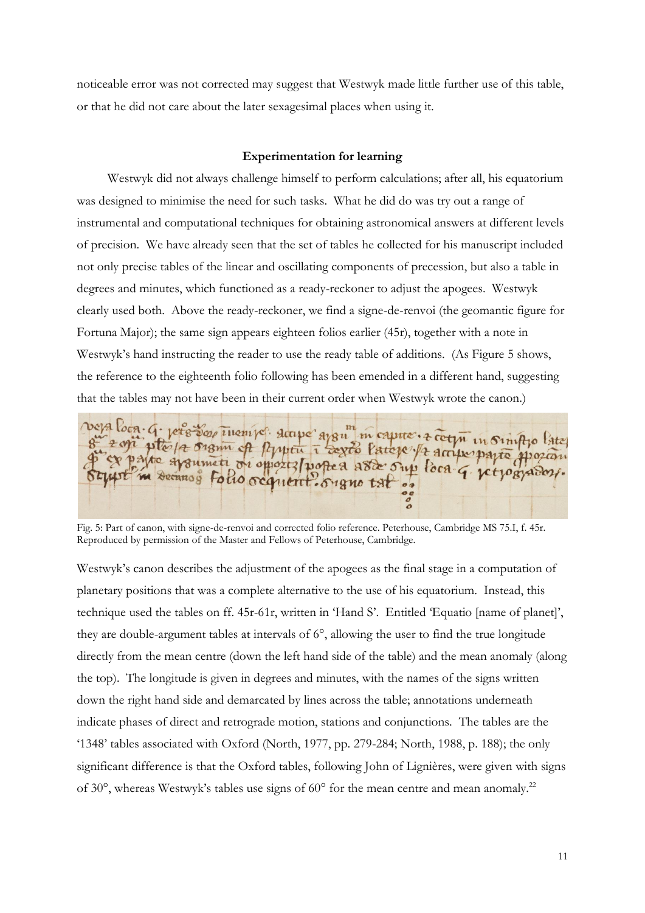noticeable error was not corrected may suggest that Westwyk made little further use of this table, or that he did not care about the later sexagesimal places when using it.

### Experimentation for learning

Westwyk did not always challenge himself to perform calculations; after all, his equatorium was designed to minimise the need for such tasks. What he did do was try out a range of instrumental and computational techniques for obtaining astronomical answers at different levels of precision. We have already seen that the set of tables he collected for his manuscript included not only precise tables of the linear and oscillating components of precession, but also a table in degrees and minutes, which functioned as a ready-reckoner to adjust the apogees. Westwyk clearly used both. Above the ready-reckoner, we find a signe-de-renvoi (the geomantic figure for Fortuna Major); the same sign appears eighteen folios earlier (45r), together with a note in Westwyk's hand instructing the reader to use the ready table of additions. (As Figure 5 shows, the reference to the eighteenth folio following has been emended in a different hand, suggesting that the tables may not have been in their current order when Westwyk wrote the canon.)

Fig. 5: Part of canon, with signe-de-renvoi and corrected folio reference. Peterhouse, Cambridge MS 75.I, f. 45r. Reproduced by permission of the Master and Fellows of Peterhouse, Cambridge.

Westwyk's canon describes the adjustment of the apogees as the final stage in a computation of planetary positions that was a complete alternative to the use of his equatorium. Instead, this technique used the tables on ff. 45r-61r, written in 'Hand S'. Entitled 'Equatio [name of planet]', they are double-argument tables at intervals of 6°, allowing the user to find the true longitude directly from the mean centre (down the left hand side of the table) and the mean anomaly (along the top). The longitude is given in degrees and minutes, with the names of the signs written down the right hand side and demarcated by lines across the table; annotations underneath indicate phases of direct and retrograde motion, stations and conjunctions. The tables are the '1348' tables associated with Oxford (North, 1977, pp. 279-284; North, 1988, p. 188); the only significant difference is that the Oxford tables, following John of Lignières, were given with signs of 30°, whereas Westwyk's tables use signs of 60° for the mean centre and mean anomaly.[22]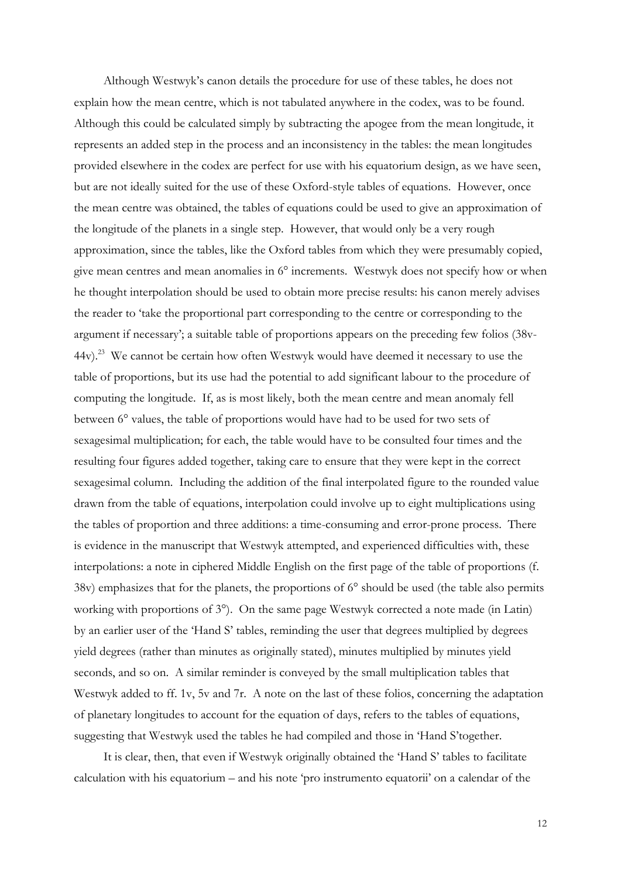Although Westwyk's canon details the procedure for use of these tables, he does not explain how the mean centre, which is not tabulated anywhere in the codex, was to be found. Although this could be calculated simply by subtracting the apogee from the mean longitude, it represents an added step in the process and an inconsistency in the tables: the mean longitudes provided elsewhere in the codex are perfect for use with his equatorium design, as we have seen, but are not ideally suited for the use of these Oxford-style tables of equations. However, once the mean centre was obtained, the tables of equations could be used to give an approximation of the longitude of the planets in a single step. However, that would only be a very rough approximation, since the tables, like the Oxford tables from which they were presumably copied, give mean centres and mean anomalies in 6° increments. Westwyk does not specify how or when he thought interpolation should be used to obtain more precise results: his canon merely advises the reader to 'take the proportional part corresponding to the centre or corresponding to the argument if necessary'; a suitable table of proportions appears on the preceding few folios (38v-44v).[23] We cannot be certain how often Westwyk would have deemed it necessary to use the table of proportions, but its use had the potential to add significant labour to the procedure of computing the longitude. If, as is most likely, both the mean centre and mean anomaly fell between 6° values, the table of proportions would have had to be used for two sets of sexagesimal multiplication; for each, the table would have to be consulted four times and the resulting four figures added together, taking care to ensure that they were kept in the correct sexagesimal column. Including the addition of the final interpolated figure to the rounded value drawn from the table of equations, interpolation could involve up to eight multiplications using the tables of proportion and three additions: a time-consuming and error-prone process. There is evidence in the manuscript that Westwyk attempted, and experienced difficulties with, these interpolations: a note in ciphered Middle English on the first page of the table of proportions (f. 38v) emphasizes that for the planets, the proportions of 6° should be used (the table also permits working with proportions of 3°). On the same page Westwyk corrected a note made (in Latin) by an earlier user of the 'Hand S' tables, reminding the user that degrees multiplied by degrees yield degrees (rather than minutes as originally stated), minutes multiplied by minutes yield seconds, and so on. A similar reminder is conveyed by the small multiplication tables that Westwyk added to ff. 1v, 5v and 7r. A note on the last of these folios, concerning the adaptation of planetary longitudes to account for the equation of days, refers to the tables of equations, suggesting that Westwyk used the tables he had compiled and those in 'Hand S'together.

It is clear, then, that even if Westwyk originally obtained the 'Hand S' tables to facilitate calculation with his equatorium – and his note 'pro instrumento equatorii' on a calendar of the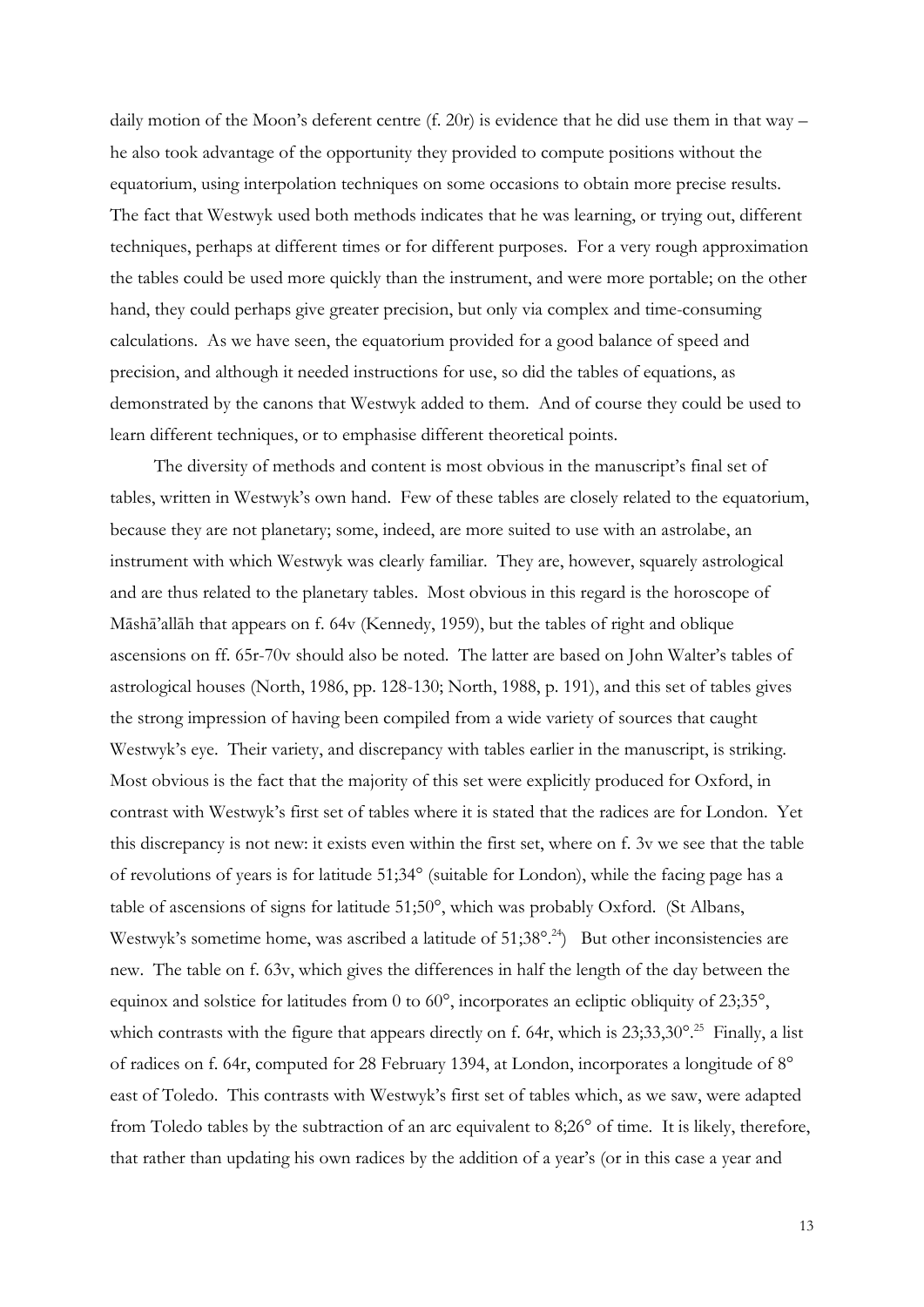daily motion of the Moon's deferent centre (f. 20r) is evidence that he did use them in that way – he also took advantage of the opportunity they provided to compute positions without the equatorium, using interpolation techniques on some occasions to obtain more precise results. The fact that Westwyk used both methods indicates that he was learning, or trying out, different techniques, perhaps at different times or for different purposes. For a very rough approximation the tables could be used more quickly than the instrument, and were more portable; on the other hand, they could perhaps give greater precision, but only via complex and time-consuming calculations. As we have seen, the equatorium provided for a good balance of speed and precision, and although it needed instructions for use, so did the tables of equations, as demonstrated by the canons that Westwyk added to them. And of course they could be used to learn different techniques, or to emphasise different theoretical points.

The diversity of methods and content is most obvious in the manuscript's final set of tables, written in Westwyk's own hand. Few of these tables are closely related to the equatorium, because they are not planetary; some, indeed, are more suited to use with an astrolabe, an instrument with which Westwyk was clearly familiar. They are, however, squarely astrological and are thus related to the planetary tables. Most obvious in this regard is the horoscope of Māshā'allāh that appears on f. 64v (Kennedy, 1959), but the tables of right and oblique ascensions on ff. 65r-70v should also be noted. The latter are based on John Walter's tables of astrological houses (North, 1986, pp. 128-130; North, 1988, p. 191), and this set of tables gives the strong impression of having been compiled from a wide variety of sources that caught Westwyk's eye. Their variety, and discrepancy with tables earlier in the manuscript, is striking. Most obvious is the fact that the majority of this set were explicitly produced for Oxford, in contrast with Westwyk's first set of tables where it is stated that the radices are for London. Yet this discrepancy is not new: it exists even within the first set, where on f. 3v we see that the table of revolutions of years is for latitude 51;34° (suitable for London), while the facing page has a table of ascensions of signs for latitude 51;50°, which was probably Oxford. (St Albans, Westwyk's sometime home, was ascribed a latitude of 51;38°.[24]) But other inconsistencies are new. The table on f. 63v, which gives the differences in half the length of the day between the equinox and solstice for latitudes from 0 to 60°, incorporates an ecliptic obliquity of 23;35°, which contrasts with the figure that appears directly on f. 64r, which is 23;33,30°.[25] Finally, a list of radices on f. 64r, computed for 28 February 1394, at London, incorporates a longitude of 8° east of Toledo. This contrasts with Westwyk's first set of tables which, as we saw, were adapted from Toledo tables by the subtraction of an arc equivalent to 8;26° of time. It is likely, therefore, that rather than updating his own radices by the addition of a year's (or in this case a year and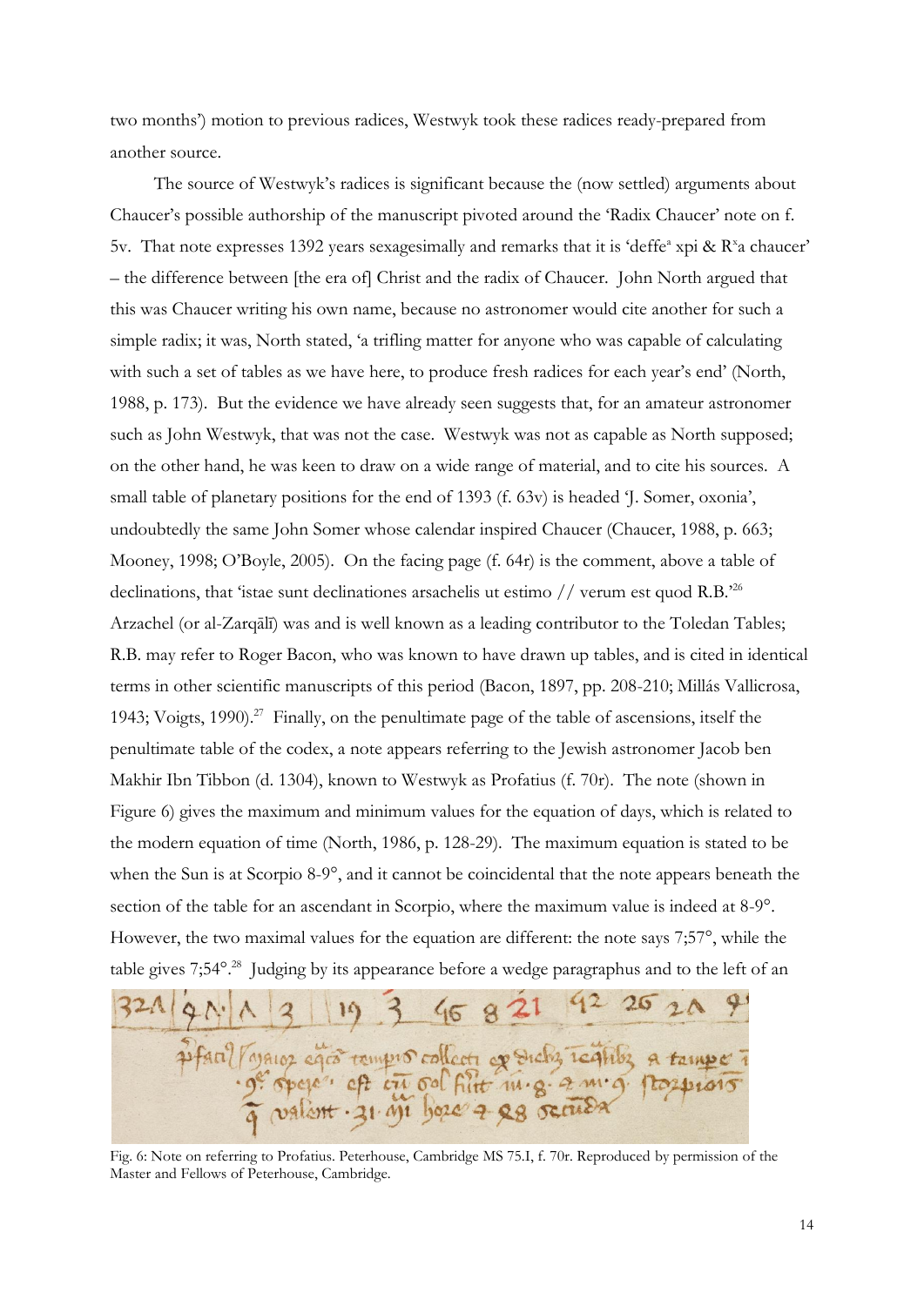two months') motion to previous radices, Westwyk took these radices ready-prepared from another source.

The source of Westwyk's radices is significant because the (now settled) arguments about Chaucer's possible authorship of the manuscript pivoted around the 'Radix Chaucer' note on f. 5v. That note expresses 1392 years sexagesimally and remarks that it is 'deffe[a] xpi & R[x]a chaucer' – the difference between [the era of] Christ and the radix of Chaucer. John North argued that this was Chaucer writing his own name, because no astronomer would cite another for such a simple radix; it was, North stated, 'a trifling matter for anyone who was capable of calculating with such a set of tables as we have here, to produce fresh radices for each year's end' (North, 1988, p. 173). But the evidence we have already seen suggests that, for an amateur astronomer such as John Westwyk, that was not the case. Westwyk was not as capable as North supposed; on the other hand, he was keen to draw on a wide range of material, and to cite his sources. A small table of planetary positions for the end of 1393 (f. 63v) is headed 'J. Somer, oxonia', undoubtedly the same John Somer whose calendar inspired Chaucer (Chaucer, 1988, p. 663; Mooney, 1998; O'Boyle, 2005). On the facing page (f. 64r) is the comment, above a table of declinations, that 'istae sunt declinationes arsachelis ut estimo // verum est quod R.B.'[26] Arzachel (or al-Zarqālī) was and is well known as a leading contributor to the Toledan Tables; R.B. may refer to Roger Bacon, who was known to have drawn up tables, and is cited in identical terms in other scientific manuscripts of this period (Bacon, 1897, pp. 208-210; Millás Vallicrosa, 1943; Voigts, 1990).[27] Finally, on the penultimate page of the table of ascensions, itself the penultimate table of the codex, a note appears referring to the Jewish astronomer Jacob ben Makhir Ibn Tibbon (d. 1304), known to Westwyk as Profatius (f. 70r). The note (shown in Figure 6) gives the maximum and minimum values for the equation of days, which is related to the modern equation of time (North, 1986, p. 128-29). The maximum equation is stated to be when the Sun is at Scorpio 8-9°, and it cannot be coincidental that the note appears beneath the section of the table for an ascendant in Scorpio, where the maximum value is indeed at 8-9°. However, the two maximal values for the equation are different: the note says 7;57°, while the table gives 7;54°.[28] Judging by its appearance before a wedge paragraphus and to the left of an

Fig. 6: Note on referring to Profatius. Peterhouse, Cambridge MS 75.I, f. 70r. Reproduced by permission of the Master and Fellows of Peterhouse, Cambridge.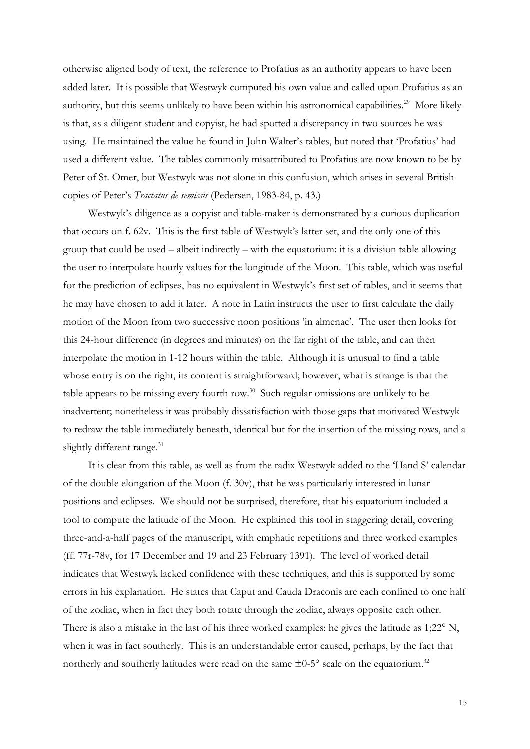otherwise aligned body of text, the reference to Profatius as an authority appears to have been added later. It is possible that Westwyk computed his own value and called upon Profatius as an authority, but this seems unlikely to have been within his astronomical capabilities.[29] More likely is that, as a diligent student and copyist, he had spotted a discrepancy in two sources he was using. He maintained the value he found in John Walter's tables, but noted that 'Profatius' had used a different value. The tables commonly misattributed to Profatius are now known to be by Peter of St. Omer, but Westwyk was not alone in this confusion, which arises in several British copies of Peter's *Tractatus de semissis* (Pedersen, 1983-84, p. 43.)

Westwyk's diligence as a copyist and table-maker is demonstrated by a curious duplication that occurs on f. 62v. This is the first table of Westwyk's latter set, and the only one of this group that could be used – albeit indirectly – with the equatorium: it is a division table allowing the user to interpolate hourly values for the longitude of the Moon. This table, which was useful for the prediction of eclipses, has no equivalent in Westwyk's first set of tables, and it seems that he may have chosen to add it later. A note in Latin instructs the user to first calculate the daily motion of the Moon from two successive noon positions 'in almenac'. The user then looks for this 24-hour difference (in degrees and minutes) on the far right of the table, and can then interpolate the motion in 1-12 hours within the table. Although it is unusual to find a table whose entry is on the right, its content is straightforward; however, what is strange is that the table appears to be missing every fourth row.[30] Such regular omissions are unlikely to be inadvertent; nonetheless it was probably dissatisfaction with those gaps that motivated Westwyk to redraw the table immediately beneath, identical but for the insertion of the missing rows, and a slightly different range.[31]

It is clear from this table, as well as from the radix Westwyk added to the 'Hand S' calendar of the double elongation of the Moon (f. 30v), that he was particularly interested in lunar positions and eclipses. We should not be surprised, therefore, that his equatorium included a tool to compute the latitude of the Moon. He explained this tool in staggering detail, covering three-and-a-half pages of the manuscript, with emphatic repetitions and three worked examples (ff. 77r-78v, for 17 December and 19 and 23 February 1391). The level of worked detail indicates that Westwyk lacked confidence with these techniques, and this is supported by some errors in his explanation. He states that Caput and Cauda Draconis are each confined to one half of the zodiac, when in fact they both rotate through the zodiac, always opposite each other. There is also a mistake in the last of his three worked examples: he gives the latitude as 1;22° N, when it was in fact southerly. This is an understandable error caused, perhaps, by the fact that northerly and southerly latitudes were read on the same $\pm$0-5° scale on the equatorium.[32]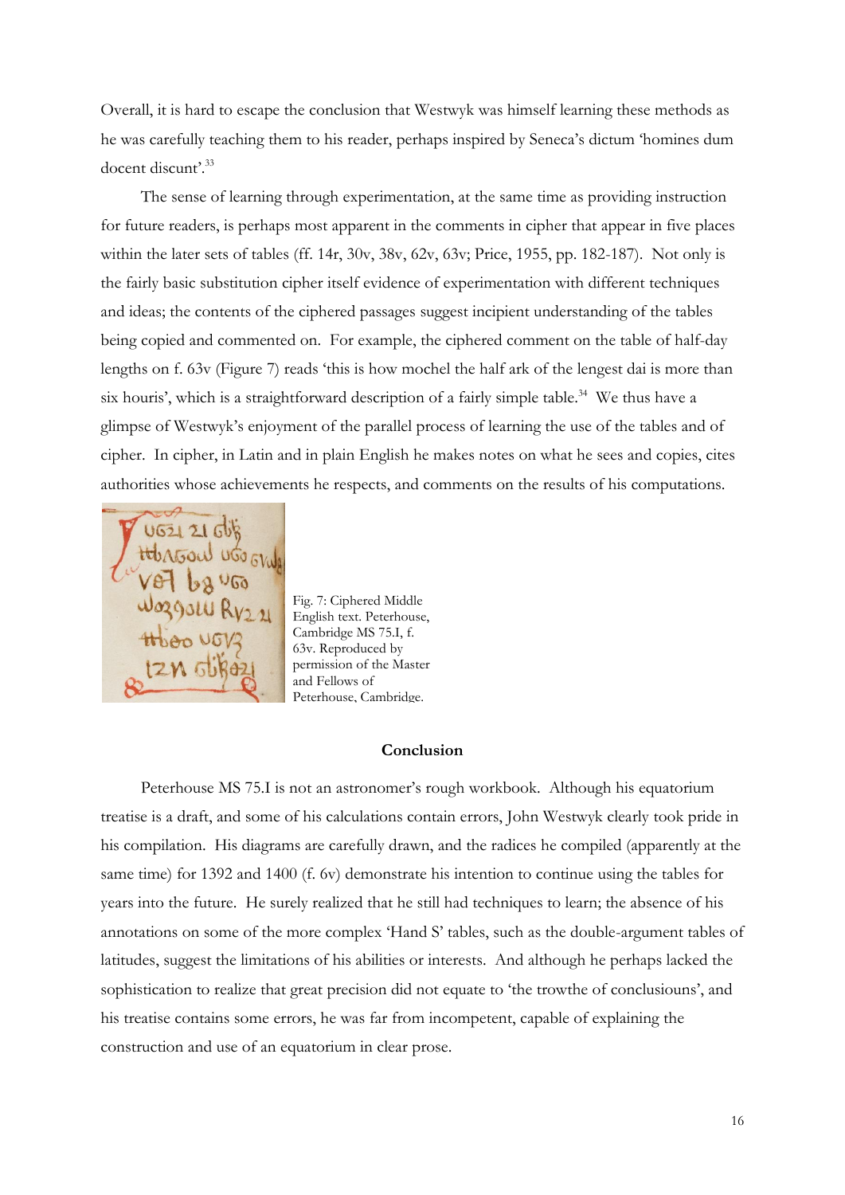Overall, it is hard to escape the conclusion that Westwyk was himself learning these methods as he was carefully teaching them to his reader, perhaps inspired by Seneca's dictum 'homines dum docent discunt'.[33]

The sense of learning through experimentation, at the same time as providing instruction for future readers, is perhaps most apparent in the comments in cipher that appear in five places within the later sets of tables (ff. 14r, 30v, 38v, 62v, 63v; Price, 1955, pp. 182-187). Not only is the fairly basic substitution cipher itself evidence of experimentation with different techniques and ideas; the contents of the ciphered passages suggest incipient understanding of the tables being copied and commented on. For example, the ciphered comment on the table of half-day lengths on f. 63v (Figure 7) reads 'this is how mochel the half ark of the lengest dai is more than six houris', which is a straightforward description of a fairly simple table.[34] We thus have a glimpse of Westwyk's enjoyment of the parallel process of learning the use of the tables and of cipher. In cipher, in Latin and in plain English he makes notes on what he sees and copies, cites authorities whose achievements he respects, and comments on the results of his computations.

Fig. 7: Ciphered Middle English text. Peterhouse, Cambridge MS 75.I, f. 63v. Reproduced by permission of the Master and Fellows of Peterhouse, Cambridge.

## Conclusion

Peterhouse MS 75.I is not an astronomer's rough workbook. Although his equatorium treatise is a draft, and some of his calculations contain errors, John Westwyk clearly took pride in his compilation. His diagrams are carefully drawn, and the radices he compiled (apparently at the same time) for 1392 and 1400 (f. 6v) demonstrate his intention to continue using the tables for years into the future. He surely realized that he still had techniques to learn; the absence of his annotations on some of the more complex 'Hand S' tables, such as the double-argument tables of latitudes, suggest the limitations of his abilities or interests. And although he perhaps lacked the sophistication to realize that great precision did not equate to 'the trowthe of conclusiouns', and his treatise contains some errors, he was far from incompetent, capable of explaining the construction and use of an equatorium in clear prose.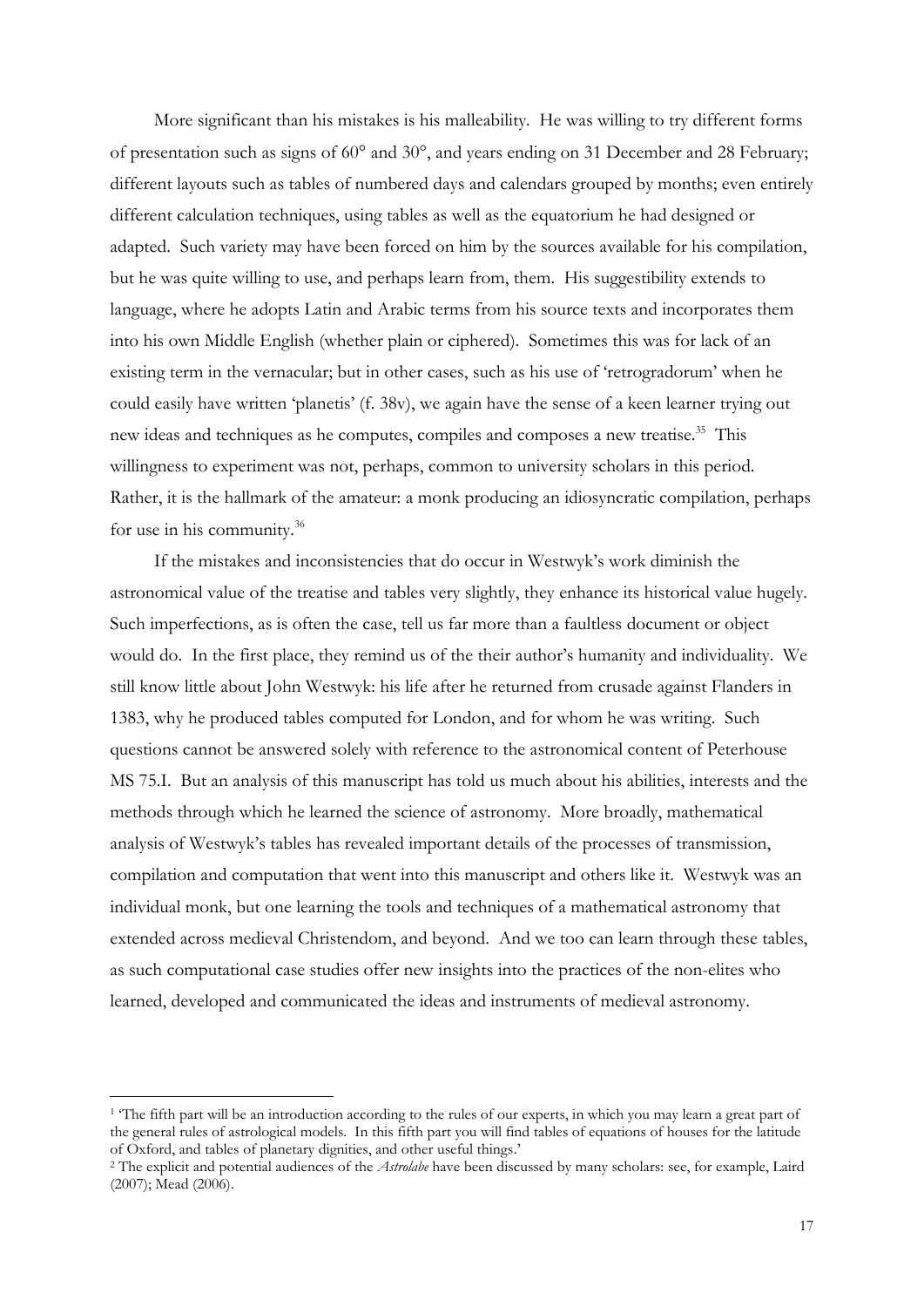More significant than his mistakes is his malleability. He was willing to try different forms of presentation such as signs of 60° and 30°, and years ending on 31 December and 28 February; different layouts such as tables of numbered days and calendars grouped by months; even entirely different calculation techniques, using tables as well as the equatorium he had designed or adapted. Such variety may have been forced on him by the sources available for his compilation, but he was quite willing to use, and perhaps learn from, them. His suggestibility extends to language, where he adopts Latin and Arabic terms from his source texts and incorporates them into his own Middle English (whether plain or ciphered). Sometimes this was for lack of an existing term in the vernacular; but in other cases, such as his use of 'retrogradorum' when he could easily have written 'planetis' (f. 38v), we again have the sense of a keen learner trying out new ideas and techniques as he computes, compiles and composes a new treatise.[35] This willingness to experiment was not, perhaps, common to university scholars in this period. Rather, it is the hallmark of the amateur: a monk producing an idiosyncratic compilation, perhaps for use in his community.[36]

If the mistakes and inconsistencies that do occur in Westwyk's work diminish the astronomical value of the treatise and tables very slightly, they enhance its historical value hugely. Such imperfections, as is often the case, tell us far more than a faultless document or object would do. In the first place, they remind us of the their author's humanity and individuality. We still know little about John Westwyk: his life after he returned from crusade against Flanders in 1383, why he produced tables computed for London, and for whom he was writing. Such questions cannot be answered solely with reference to the astronomical content of Peterhouse MS 75.I. But an analysis of this manuscript has told us much about his abilities, interests and the methods through which he learned the science of astronomy. More broadly, mathematical analysis of Westwyk's tables has revealed important details of the processes of transmission, compilation and computation that went into this manuscript and others like it. Westwyk was an individual monk, but one learning the tools and techniques of a mathematical astronomy that extended across medieval Christendom, and beyond. And we too can learn through these tables, as such computational case studies offer new insights into the practices of the non-elites who learned, developed and communicated the ideas and instruments of medieval astronomy.

---

[1] 'The fifth part will be an introduction according to the rules of our experts, in which you may learn a great part of the general rules of astrological models. In this fifth part you will find tables of equations of houses for the latitude of Oxford, and tables of planetary dignities, and other useful things.'

[2] The explicit and potential audiences of the *Astrolabe* have been discussed by many scholars: see, for example, Laird (2007); Mead (2006).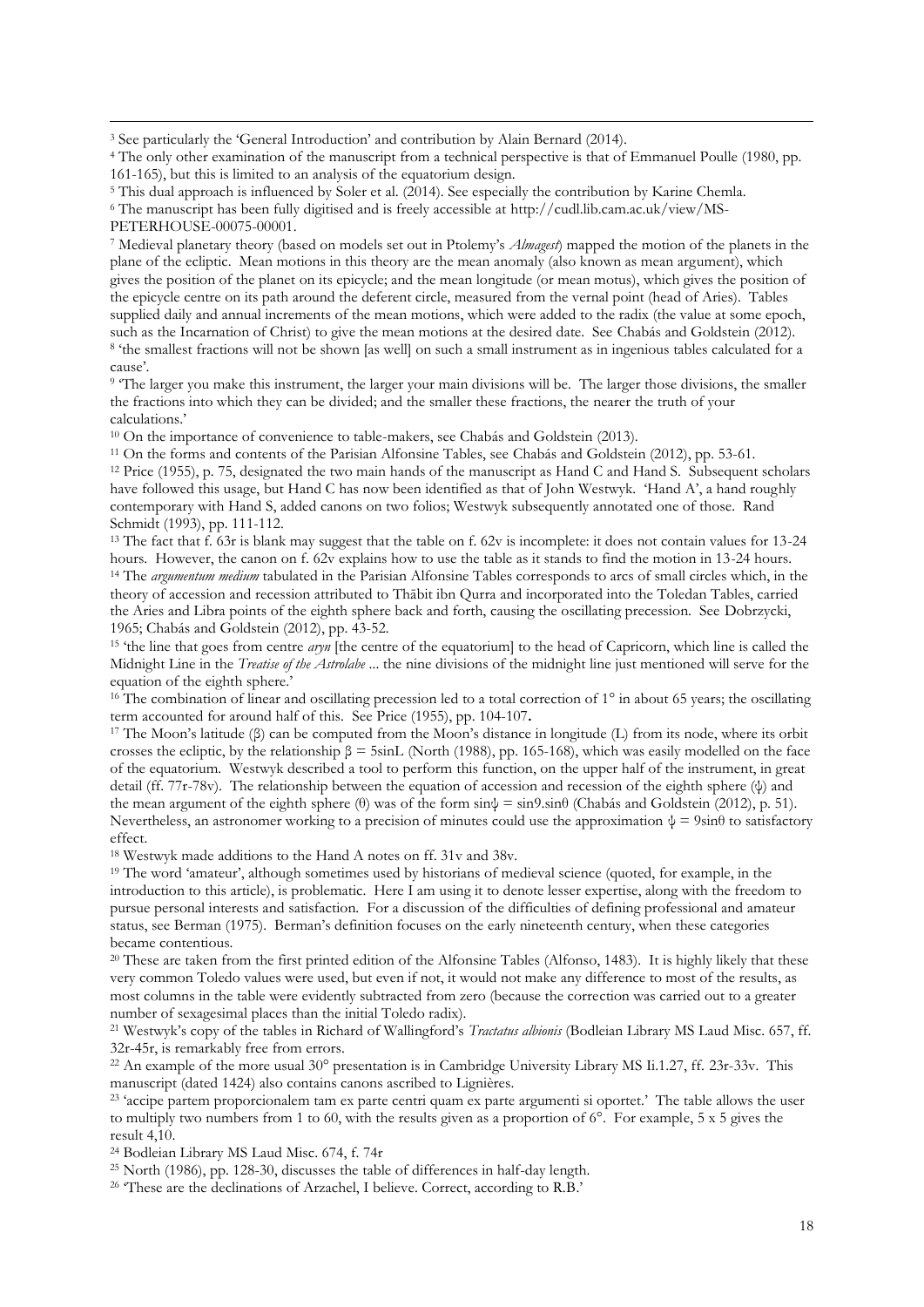[3] See particularly the 'General Introduction' and contribution by Alain Bernard (2014).

[4] The only other examination of the manuscript from a technical perspective is that of Emmanuel Poulle (1980, pp. 161-165), but this is limited to an analysis of the equatorium design.

[5] This dual approach is influenced by Soler et al. (2014). See especially the contribution by Karine Chemla.

[6] The manuscript has been fully digitised and is freely accessible at http://cudl.lib.cam.ac.uk/view/MS-PETERHOUSE-00075-00001.

[7] Medieval planetary theory (based on models set out in Ptolemy's *Almagest*) mapped the motion of the planets in the plane of the ecliptic. Mean motions in this theory are the mean anomaly (also known as mean argument), which gives the position of the planet on its epicycle; and the mean longitude (or mean motus), which gives the position of the epicycle centre on its path around the deferent circle, measured from the vernal point (head of Aries). Tables supplied daily and annual increments of the mean motions, which were added to the radix (the value at some epoch, such as the Incarnation of Christ) to give the mean motions at the desired date. See Chabás and Goldstein (2012).

[8] 'the smallest fractions will not be shown [as well] on such a small instrument as in ingenious tables calculated for a cause'.

[9] 'The larger you make this instrument, the larger your main divisions will be. The larger those divisions, the smaller the fractions into which they can be divided; and the smaller these fractions, the nearer the truth of your calculations.'

[10] On the importance of convenience to table-makers, see Chabás and Goldstein (2013).

[11] On the forms and contents of the Parisian Alfonsine Tables, see Chabás and Goldstein (2012), pp. 53-61.

[12] Price (1955), p. 75, designated the two main hands of the manuscript as Hand C and Hand S. Subsequent scholars have followed this usage, but Hand C has now been identified as that of John Westwyk. 'Hand A', a hand roughly contemporary with Hand S, added canons on two folios; Westwyk subsequently annotated one of those. Rand Schmidt (1993), pp. 111-112.

[13] The fact that f. 63r is blank may suggest that the table on f. 62v is incomplete: it does not contain values for 13-24 hours. However, the canon on f. 62v explains how to use the table as it stands to find the motion in 13-24 hours.

[14] The *argumentum medium* tabulated in the Parisian Alfonsine Tables corresponds to arcs of small circles which, in the theory of accession and recession attributed to Thābit ibn Qurra and incorporated into the Toledan Tables, carried the Aries and Libra points of the eighth sphere back and forth, causing the oscillating precession. See Dobrzycki, 1965; Chabás and Goldstein (2012), pp. 43-52.

[15] 'the line that goes from centre *aryn* [the centre of the equatorium] to the head of Capricorn, which line is called the Midnight Line in the *Treatise of the Astrolabe* ... the nine divisions of the midnight line just mentioned will serve for the equation of the eighth sphere.'

[16] The combination of linear and oscillating precession led to a total correction of 1° in about 65 years; the oscillating term accounted for around half of this. See Price (1955), pp. 104-107**.**

[17] The Moon's latitude ($\beta$) can be computed from the Moon's distance in longitude (L) from its node, where its orbit crosses the ecliptic, by the relationship $\beta = 5\sin L$ (North (1988), pp. 165-168), which was easily modelled on the face of the equatorium. Westwyk described a tool to perform this function, on the upper half of the instrument, in great detail (ff. 77r-78v). The relationship between the equation of accession and recession of the eighth sphere ($\psi$) and the mean argument of the eighth sphere ($\theta$) was of the form $\sin\psi = \sin 9.\sin\theta$ (Chabás and Goldstein (2012), p. 51). Nevertheless, an astronomer working to a precision of minutes could use the approximation $\psi = 9\sin\theta$ to satisfactory effect.

[18] Westwyk made additions to the Hand A notes on ff. 31v and 38v.

[19] The word 'amateur', although sometimes used by historians of medieval science (quoted, for example, in the introduction to this article), is problematic. Here I am using it to denote lesser expertise, along with the freedom to pursue personal interests and satisfaction. For a discussion of the difficulties of defining professional and amateur status, see Berman (1975). Berman's definition focuses on the early nineteenth century, when these categories became contentious.

[20] These are taken from the first printed edition of the Alfonsine Tables (Alfonso, 1483). It is highly likely that these very common Toledo values were used, but even if not, it would not make any difference to most of the results, as most columns in the table were evidently subtracted from zero (because the correction was carried out to a greater number of sexagesimal places than the initial Toledo radix).

[21] Westwyk's copy of the tables in Richard of Wallingford's *Tractatus albionis* (Bodleian Library MS Laud Misc. 657, ff. 32r-45r, is remarkably free from errors.

[22] An example of the more usual 30° presentation is in Cambridge University Library MS Ii.1.27, ff. 23r-33v. This manuscript (dated 1424) also contains canons ascribed to Lignières.

[23] 'accipe partem proporcionalem tam ex parte centri quam ex parte argumenti si oportet.' The table allows the user to multiply two numbers from 1 to 60, with the results given as a proportion of 6°. For example, 5 x 5 gives the result 4,10.

[24] Bodleian Library MS Laud Misc. 674, f. 74r

[25] North (1986), pp. 128-30, discusses the table of differences in half-day length.

[26] 'These are the declinations of Arzachel, I believe. Correct, according to R.B.'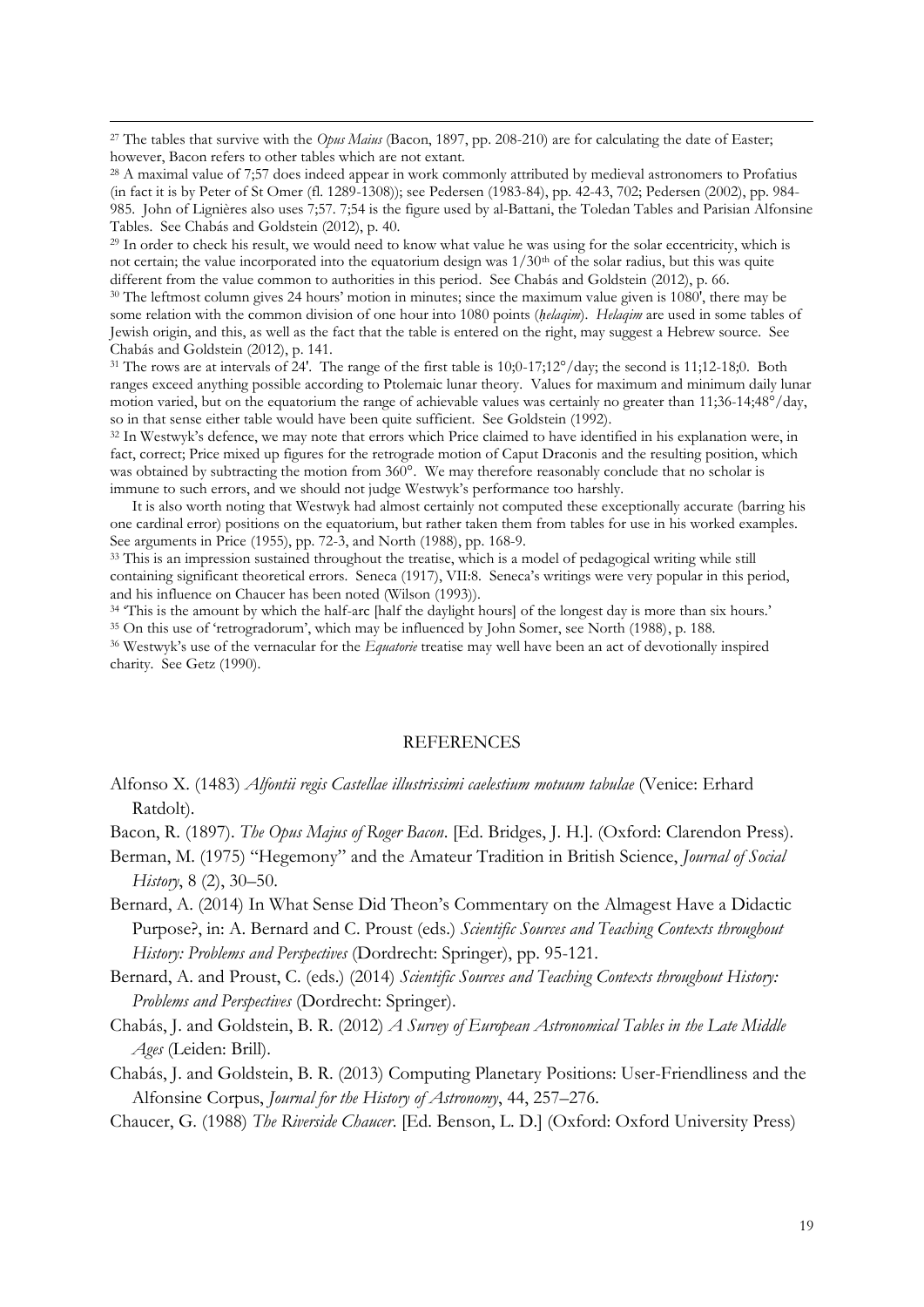[27] The tables that survive with the *Opus Maius* (Bacon, 1897, pp. 208-210) are for calculating the date of Easter; however, Bacon refers to other tables which are not extant.

[28] A maximal value of 7;57 does indeed appear in work commonly attributed by medieval astronomers to Profatius (in fact it is by Peter of St Omer (fl. 1289-1308)); see Pedersen (1983-84), pp. 42-43, 702; Pedersen (2002), pp. 984-985. John of Lignières also uses 7;57. 7;54 is the figure used by al-Battani, the Toledan Tables and Parisian Alfonsine Tables. See Chabás and Goldstein (2012), p. 40.

[29] In order to check his result, we would need to know what value he was using for the solar eccentricity, which is not certain; the value incorporated into the equatorium design was 1/30th of the solar radius, but this was quite different from the value common to authorities in this period. See Chabás and Goldstein (2012), p. 66.

[30] The leftmost column gives 24 hours' motion in minutes; since the maximum value given is 1080', there may be some relation with the common division of one hour into 1080 points (*ḥelaqim*). *Helaqim* are used in some tables of Jewish origin, and this, as well as the fact that the table is entered on the right, may suggest a Hebrew source. See Chabás and Goldstein (2012), p. 141.

[31] The rows are at intervals of 24'. The range of the first table is 10;0-17;12°/day; the second is 11;12-18;0. Both ranges exceed anything possible according to Ptolemaic lunar theory. Values for maximum and minimum daily lunar motion varied, but on the equatorium the range of achievable values was certainly no greater than 11;36-14;48°/day, so in that sense either table would have been quite sufficient. See Goldstein (1992).

[32] In Westwyk's defence, we may note that errors which Price claimed to have identified in his explanation were, in fact, correct; Price mixed up figures for the retrograde motion of Caput Draconis and the resulting position, which was obtained by subtracting the motion from 360°. We may therefore reasonably conclude that no scholar is immune to such errors, and we should not judge Westwyk's performance too harshly.

It is also worth noting that Westwyk had almost certainly not computed these exceptionally accurate (barring his one cardinal error) positions on the equatorium, but rather taken them from tables for use in his worked examples. See arguments in Price (1955), pp. 72-3, and North (1988), pp. 168-9.

[33] This is an impression sustained throughout the treatise, which is a model of pedagogical writing while still containing significant theoretical errors. Seneca (1917), VII:8. Seneca's writings were very popular in this period, and his influence on Chaucer has been noted (Wilson (1993)).

[34] 'This is the amount by which the half-arc [half the daylight hours] of the longest day is more than six hours.'

[35] On this use of 'retrogradorum', which may be influenced by John Somer, see North (1988), p. 188.

[36] Westwyk's use of the vernacular for the *Equatorie* treatise may well have been an act of devotionally inspired charity. See Getz (1990).

## REFERENCES

Alfonso X. (1483) *Alfontii regis Castellae illustrissimi caelestium motuum tabulae* (Venice: Erhard Ratdolt).

Bacon, R. (1897). *The Opus Majus of Roger Bacon*. [Ed. Bridges, J. H.]. (Oxford: Clarendon Press).

Berman, M. (1975) "Hegemony" and the Amateur Tradition in British Science, *Journal of Social History*, 8 (2), 30–50.

Bernard, A. (2014) In What Sense Did Theon's Commentary on the Almagest Have a Didactic Purpose?, in: A. Bernard and C. Proust (eds.) *Scientific Sources and Teaching Contexts throughout History: Problems and Perspectives* (Dordrecht: Springer), pp. 95-121.

Bernard, A. and Proust, C. (eds.) (2014) *Scientific Sources and Teaching Contexts throughout History: Problems and Perspectives* (Dordrecht: Springer).

Chabás, J. and Goldstein, B. R. (2012) *A Survey of European Astronomical Tables in the Late Middle Ages* (Leiden: Brill).

Chabás, J. and Goldstein, B. R. (2013) Computing Planetary Positions: User-Friendliness and the Alfonsine Corpus, *Journal for the History of Astronomy*, 44, 257–276.

Chaucer, G. (1988) *The Riverside Chaucer*. [Ed. Benson, L. D.] (Oxford: Oxford University Press)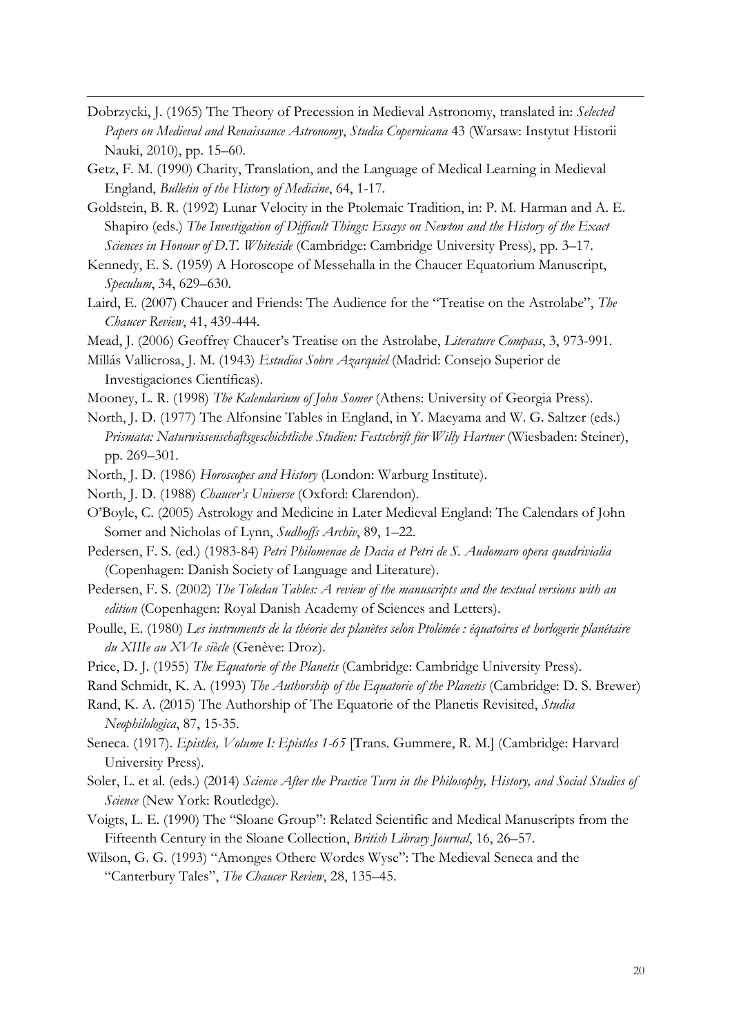Dobrzycki, J. (1965) The Theory of Precession in Medieval Astronomy, translated in: *Selected Papers on Medieval and Renaissance Astronomy*, *Studia Copernicana* 43 (Warsaw: Instytut Historii Nauki, 2010), pp. 15–60.

Getz, F. M. (1990) Charity, Translation, and the Language of Medical Learning in Medieval England, *Bulletin of the History of Medicine*, 64, 1-17.

Goldstein, B. R. (1992) Lunar Velocity in the Ptolemaic Tradition, in: P. M. Harman and A. E. Shapiro (eds.) *The Investigation of Difficult Things: Essays on Newton and the History of the Exact Sciences in Honour of D.T. Whiteside* (Cambridge: Cambridge University Press), pp. 3–17.

Kennedy, E. S. (1959) A Horoscope of Messehalla in the Chaucer Equatorium Manuscript, *Speculum*, 34, 629–630.

Laird, E. (2007) Chaucer and Friends: The Audience for the "Treatise on the Astrolabe", *The Chaucer Review*, 41, 439-444.

Mead, J. (2006) Geoffrey Chaucer's Treatise on the Astrolabe, *Literature Compass*, 3, 973-991.

Millás Vallicrosa, J. M. (1943) *Estudios Sobre Azarquiel* (Madrid: Consejo Superior de Investigaciones Científicas).

Mooney, L. R. (1998) *The Kalendarium of John Somer* (Athens: University of Georgia Press).

North, J. D. (1977) The Alfonsine Tables in England, in Y. Maeyama and W. G. Saltzer (eds.) *Prismata: Naturwissenschaftsgeschichtliche Studien: Festschrift für Willy Hartner* (Wiesbaden: Steiner), pp. 269–301.

North, J. D. (1986) *Horoscopes and History* (London: Warburg Institute).

North, J. D. (1988) *Chaucer's Universe* (Oxford: Clarendon).

O'Boyle, C. (2005) Astrology and Medicine in Later Medieval England: The Calendars of John Somer and Nicholas of Lynn, *Sudhoffs Archiv*, 89, 1–22.

Pedersen, F. S. (ed.) (1983-84) *Petri Philomenae de Dacia et Petri de S. Audomaro opera quadrivialia* (Copenhagen: Danish Society of Language and Literature).

Pedersen, F. S. (2002) *The Toledan Tables: A review of the manuscripts and the textual versions with an edition* (Copenhagen: Royal Danish Academy of Sciences and Letters).

Poulle, E. (1980) *Les instruments de la théorie des planètes selon Ptolémée : équatoires et horlogerie planétaire du XIIIe au XVIe siècle* (Genève: Droz).

Price, D. J. (1955) *The Equatorie of the Planetis* (Cambridge: Cambridge University Press).

Rand Schmidt, K. A. (1993) *The Authorship of the Equatorie of the Planetis* (Cambridge: D. S. Brewer)

Rand, K. A. (2015) The Authorship of The Equatorie of the Planetis Revisited, *Studia Neophilologica*, 87, 15-35.

Seneca. (1917). *Epistles, Volume I: Epistles 1-65* [Trans. Gummere, R. M.] (Cambridge: Harvard University Press).

Soler, L. et al. (eds.) (2014) *Science After the Practice Turn in the Philosophy, History, and Social Studies of Science* (New York: Routledge).

Voigts, L. E. (1990) The "Sloane Group": Related Scientific and Medical Manuscripts from the Fifteenth Century in the Sloane Collection, *British Library Journal*, 16, 26–57.

Wilson, G. G. (1993) "Amonges Othere Wordes Wyse": The Medieval Seneca and the "Canterbury Tales", *The Chaucer Review*, 28, 135–45.